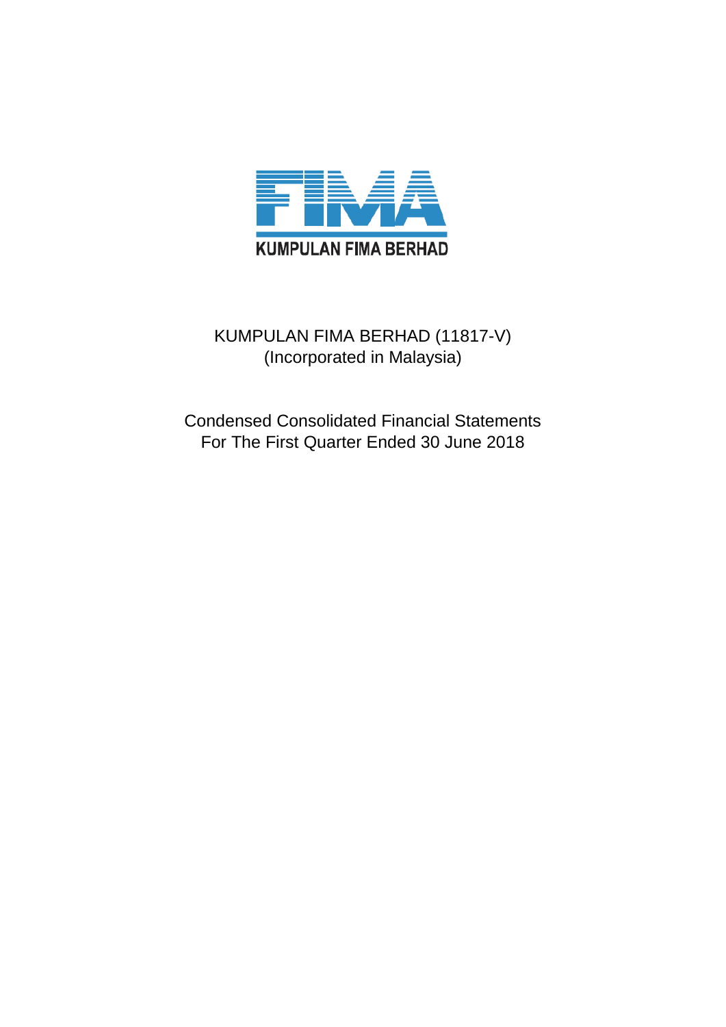KUMPULAN FIMA BERHAD

# KUMPULAN FIMA BERHAD (11817-V)

(Incorporated in Malaysia)

## Condensed Consolidated Financial Statements
## For The First Quarter Ended 30 June 2018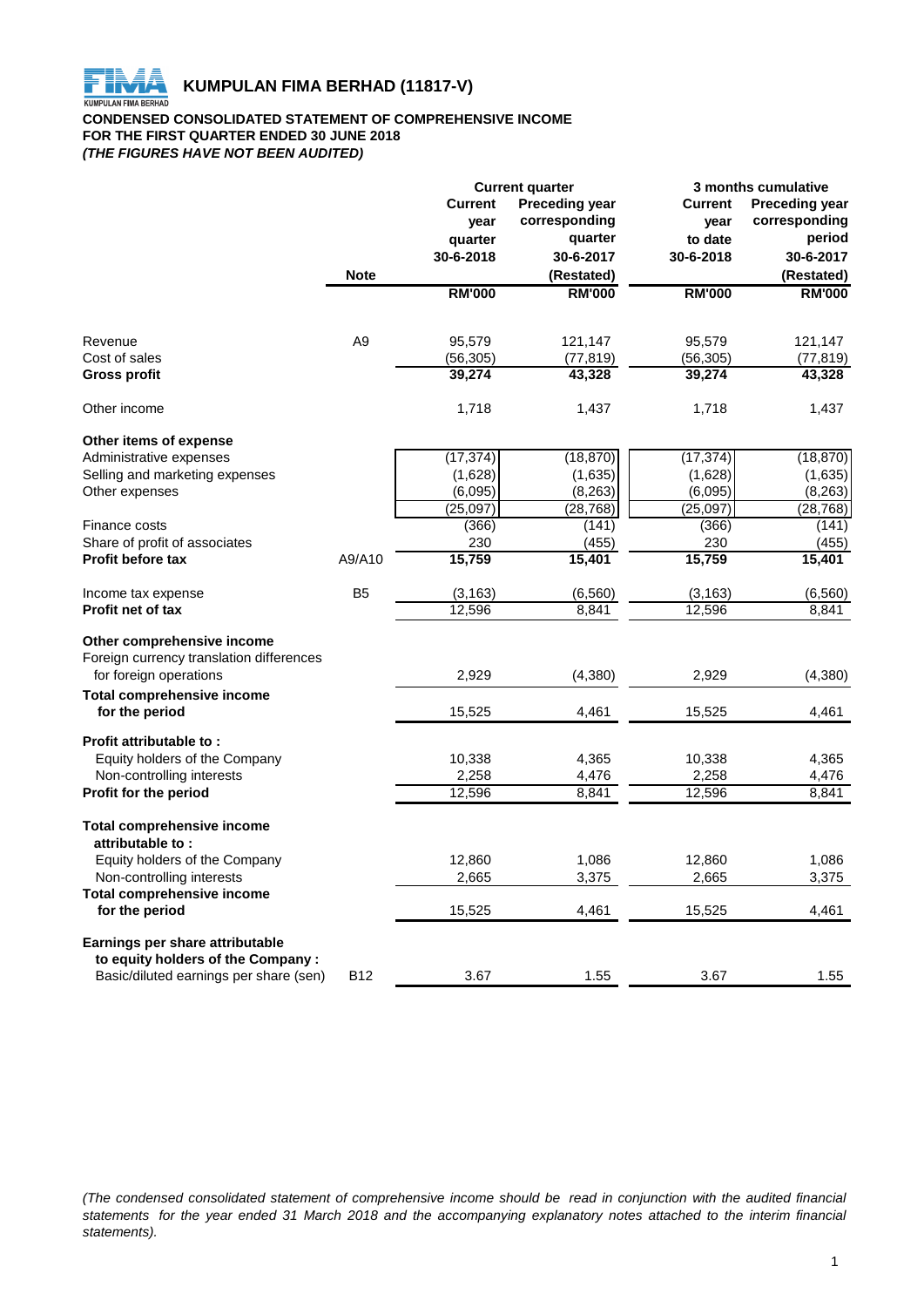# KUMPULAN FIMA BERHAD (11817-V)

**CONDENSED CONSOLIDATED STATEMENT OF COMPREHENSIVE INCOME**
**FOR THE FIRST QUARTER ENDED 30 JUNE 2018**
***(THE FIGURES HAVE NOT BEEN AUDITED)***

| | Note | Current quarter | | 3 months cumulative | |
|---|---|---|---|---|---|
| | | Current year quarter 30-6-2018 | Preceding year corresponding quarter 30-6-2017 (Restated) | Current year to date 30-6-2018 | Preceding year corresponding period 30-6-2017 (Restated) |
| | | RM'000 | RM'000 | RM'000 | RM'000 |
| Revenue | A9 | 95,579 | 121,147 | 95,579 | 121,147 |
| Cost of sales | | (56,305) | (77,819) | (56,305) | (77,819) |
| **Gross profit** | | **39,274** | **43,328** | **39,274** | **43,328** |
| Other income | | 1,718 | 1,437 | 1,718 | 1,437 |
| **Other items of expense** | | | | | |
| Administrative expenses | | (17,374) | (18,870) | (17,374) | (18,870) |
| Selling and marketing expenses | | (1,628) | (1,635) | (1,628) | (1,635) |
| Other expenses | | (6,095) | (8,263) | (6,095) | (8,263) |
| | | (25,097) | (28,768) | (25,097) | (28,768) |
| Finance costs | | (366) | (141) | (366) | (141) |
| Share of profit of associates | | 230 | (455) | 230 | (455) |
| **Profit before tax** | A9/A10 | **15,759** | **15,401** | **15,759** | **15,401** |
| Income tax expense | B5 | (3,163) | (6,560) | (3,163) | (6,560) |
| **Profit net of tax** | | 12,596 | 8,841 | 12,596 | 8,841 |
| **Other comprehensive income** | | | | | |
| Foreign currency translation differences for foreign operations | | 2,929 | (4,380) | 2,929 | (4,380) |
| **Total comprehensive income for the period** | | 15,525 | 4,461 | 15,525 | 4,461 |
| **Profit attributable to :** | | | | | |
| Equity holders of the Company | | 10,338 | 4,365 | 10,338 | 4,365 |
| Non-controlling interests | | 2,258 | 4,476 | 2,258 | 4,476 |
| **Profit for the period** | | 12,596 | 8,841 | 12,596 | 8,841 |
| **Total comprehensive income attributable to :** | | | | | |
| Equity holders of the Company | | 12,860 | 1,086 | 12,860 | 1,086 |
| Non-controlling interests | | 2,665 | 3,375 | 2,665 | 3,375 |
| **Total comprehensive income for the period** | | 15,525 | 4,461 | 15,525 | 4,461 |
| **Earnings per share attributable to equity holders of the Company :** | | | | | |
| Basic/diluted earnings per share (sen) | B12 | 3.67 | 1.55 | 3.67 | 1.55 |

*(The condensed consolidated statement of comprehensive income should be read in conjunction with the audited financial statements for the year ended 31 March 2018 and the accompanying explanatory notes attached to the interim financial statements).*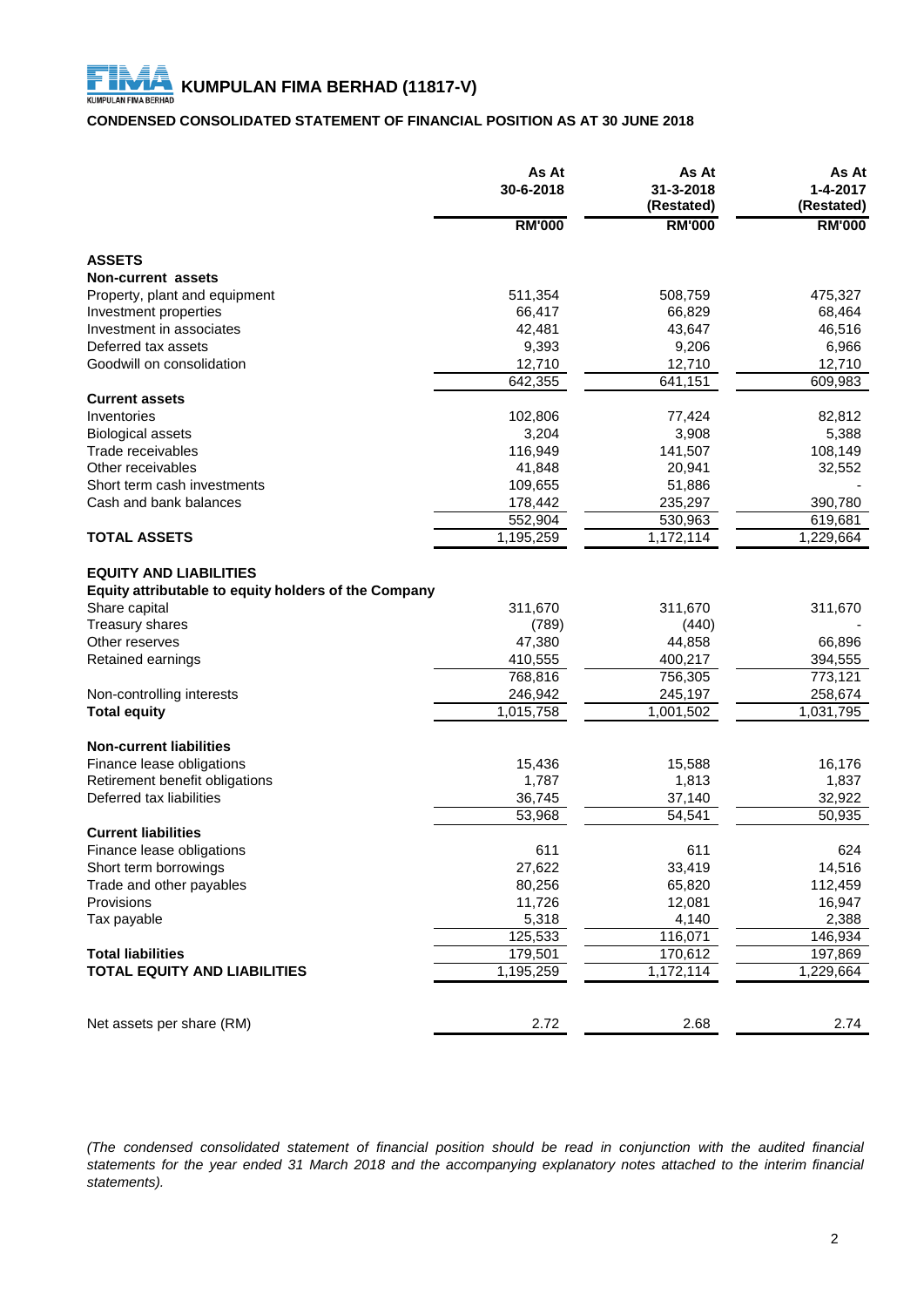# KUMPULAN FIMA BERHAD (11817-V)

## CONDENSED CONSOLIDATED STATEMENT OF FINANCIAL POSITION AS AT 30 JUNE 2018

| | As At 30-6-2018 | As At 31-3-2018 (Restated) | As At 1-4-2017 (Restated) |
|---|---|---|---|
| | RM'000 | RM'000 | RM'000 |
| **ASSETS** | | | |
| **Non-current assets** | | | |
| Property, plant and equipment | 511,354 | 508,759 | 475,327 |
| Investment properties | 66,417 | 66,829 | 68,464 |
| Investment in associates | 42,481 | 43,647 | 46,516 |
| Deferred tax assets | 9,393 | 9,206 | 6,966 |
| Goodwill on consolidation | 12,710 | 12,710 | 12,710 |
| | 642,355 | 641,151 | 609,983 |
| **Current assets** | | | |
| Inventories | 102,806 | 77,424 | 82,812 |
| Biological assets | 3,204 | 3,908 | 5,388 |
| Trade receivables | 116,949 | 141,507 | 108,149 |
| Other receivables | 41,848 | 20,941 | 32,552 |
| Short term cash investments | 109,655 | 51,886 | - |
| Cash and bank balances | 178,442 | 235,297 | 390,780 |
| | 552,904 | 530,963 | 619,681 |
| **TOTAL ASSETS** | 1,195,259 | 1,172,114 | 1,229,664 |
| **EQUITY AND LIABILITIES** | | | |
| **Equity attributable to equity holders of the Company** | | | |
| Share capital | 311,670 | 311,670 | 311,670 |
| Treasury shares | (789) | (440) | - |
| Other reserves | 47,380 | 44,858 | 66,896 |
| Retained earnings | 410,555 | 400,217 | 394,555 |
| | 768,816 | 756,305 | 773,121 |
| Non-controlling interests | 246,942 | 245,197 | 258,674 |
| **Total equity** | 1,015,758 | 1,001,502 | 1,031,795 |
| **Non-current liabilities** | | | |
| Finance lease obligations | 15,436 | 15,588 | 16,176 |
| Retirement benefit obligations | 1,787 | 1,813 | 1,837 |
| Deferred tax liabilities | 36,745 | 37,140 | 32,922 |
| | 53,968 | 54,541 | 50,935 |
| **Current liabilities** | | | |
| Finance lease obligations | 611 | 611 | 624 |
| Short term borrowings | 27,622 | 33,419 | 14,516 |
| Trade and other payables | 80,256 | 65,820 | 112,459 |
| Provisions | 11,726 | 12,081 | 16,947 |
| Tax payable | 5,318 | 4,140 | 2,388 |
| | 125,533 | 116,071 | 146,934 |
| **Total liabilities** | 179,501 | 170,612 | 197,869 |
| **TOTAL EQUITY AND LIABILITIES** | 1,195,259 | 1,172,114 | 1,229,664 |
| Net assets per share (RM) | 2.72 | 2.68 | 2.74 |

*(The condensed consolidated statement of financial position should be read in conjunction with the audited financial statements for the year ended 31 March 2018 and the accompanying explanatory notes attached to the interim financial statements).*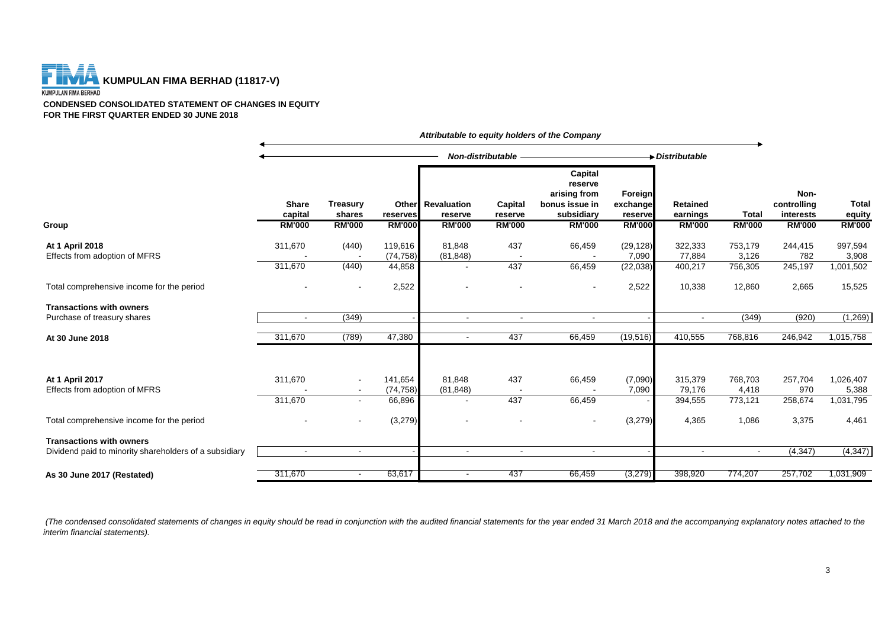**KUMPULAN FIMA BERHAD (11817-V)**

KUMPULAN FIMA BERHAD

**CONDENSED CONSOLIDATED STATEMENT OF CHANGES IN EQUITY**
**FOR THE FIRST QUARTER ENDED 30 JUNE 2018**

| | *Attributable to equity holders of the Company* | | | | | | | | | | |
|---|---|---|---|---|---|---|---|---|---|---|---|
| | *Non-distributable* | | | | | | | *Distributable* | | | |
| **Group** | **Share capital RM'000** | **Treasury shares RM'000** | **Other reserves RM'000** | **Revaluation reserve RM'000** | **Capital reserve RM'000** | **Capital reserve arising from bonus issue in subsidiary RM'000** | **Foreign exchange reserve RM'000** | **Retained earnings RM'000** | **Total RM'000** | **Non-controlling interests RM'000** | **Total equity RM'000** |
| **At 1 April 2018** | 311,670 | (440) | 119,616 | 81,848 | 437 | 66,459 | (29,128) | 322,333 | 753,179 | 244,415 | 997,594 |
| Effects from adoption of MFRS | - | - | (74,758) | (81,848) | - | - | 7,090 | 77,884 | 3,126 | 782 | 3,908 |
| | 311,670 | (440) | 44,858 | - | 437 | 66,459 | (22,038) | 400,217 | 756,305 | 245,197 | 1,001,502 |
| Total comprehensive income for the period | - | - | 2,522 | - | - | - | 2,522 | 10,338 | 12,860 | 2,665 | 15,525 |
| **Transactions with owners** | | | | | | | | | | | |
| Purchase of treasury shares | - | (349) | - | - | - | - | - | - | (349) | (920) | (1,269) |
| **At 30 June 2018** | 311,670 | (789) | 47,380 | - | 437 | 66,459 | (19,516) | 410,555 | 768,816 | 246,942 | 1,015,758 |
| | | | | | | | | | | | |
| **At 1 April 2017** | 311,670 | - | 141,654 | 81,848 | 437 | 66,459 | (7,090) | 315,379 | 768,703 | 257,704 | 1,026,407 |
| Effects from adoption of MFRS | - | - | (74,758) | (81,848) | - | - | 7,090 | 79,176 | 4,418 | 970 | 5,388 |
| | 311,670 | - | 66,896 | - | 437 | 66,459 | - | 394,555 | 773,121 | 258,674 | 1,031,795 |
| Total comprehensive income for the period | - | - | (3,279) | - | - | - | (3,279) | 4,365 | 1,086 | 3,375 | 4,461 |
| **Transactions with owners** | | | | | | | | | | | |
| Dividend paid to minority shareholders of a subsidiary | - | - | - | - | - | - | - | - | - | (4,347) | (4,347) |
| **As 30 June 2017 (Restated)** | 311,670 | - | 63,617 | - | 437 | 66,459 | (3,279) | 398,920 | 774,207 | 257,702 | 1,031,909 |

*(The condensed consolidated statements of changes in equity should be read in conjunction with the audited financial statements for the year ended 31 March 2018 and the accompanying explanatory notes attached to the interim financial statements).*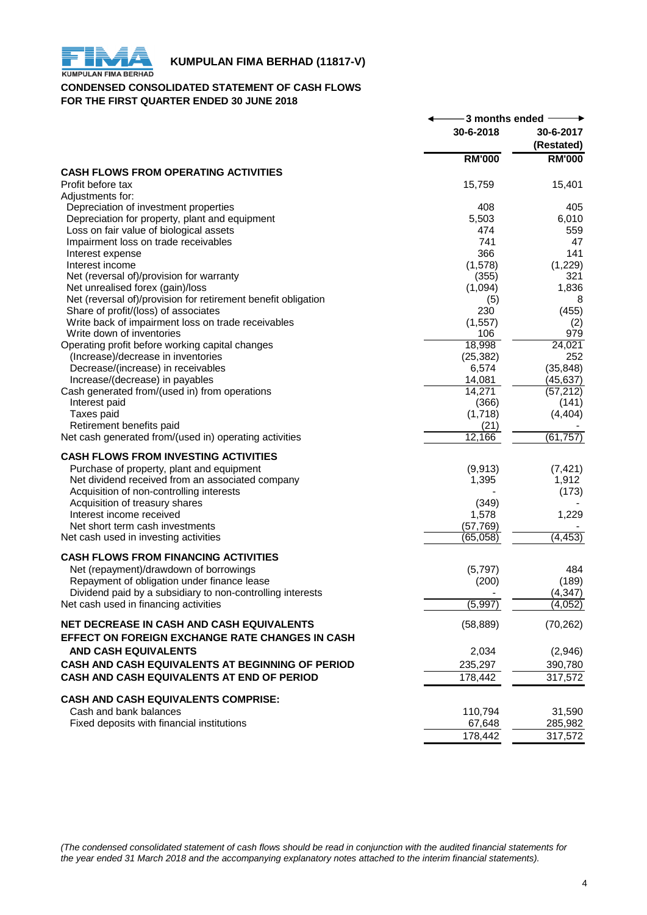# KUMPULAN FIMA BERHAD (11817-V)

**CONDENSED CONSOLIDATED STATEMENT OF CASH FLOWS**
**FOR THE FIRST QUARTER ENDED 30 JUNE 2018**

| | 3 months ended | |
|---|---|---|
| | 30-6-2018 | 30-6-2017 (Restated) |
| | RM'000 | RM'000 |
| **CASH FLOWS FROM OPERATING ACTIVITIES** | | |
| Profit before tax | 15,759 | 15,401 |
| Adjustments for: | | |
| Depreciation of investment properties | 408 | 405 |
| Depreciation for property, plant and equipment | 5,503 | 6,010 |
| Loss on fair value of biological assets | 474 | 559 |
| Impairment loss on trade receivables | 741 | 47 |
| Interest expense | 366 | 141 |
| Interest income | (1,578) | (1,229) |
| Net (reversal of)/provision for warranty | (355) | 321 |
| Net unrealised forex (gain)/loss | (1,094) | 1,836 |
| Net (reversal of)/provision for retirement benefit obligation | (5) | 8 |
| Share of profit/(loss) of associates | 230 | (455) |
| Write back of impairment loss on trade receivables | (1,557) | (2) |
| Write down of inventories | 106 | 979 |
| Operating profit before working capital changes | 18,998 | 24,021 |
| (Increase)/decrease in inventories | (25,382) | 252 |
| Decrease/(increase) in receivables | 6,574 | (35,848) |
| Increase/(decrease) in payables | 14,081 | (45,637) |
| Cash generated from/(used in) from operations | 14,271 | (57,212) |
| Interest paid | (366) | (141) |
| Taxes paid | (1,718) | (4,404) |
| Retirement benefits paid | (21) | - |
| Net cash generated from/(used in) operating activities | 12,166 | (61,757) |
| **CASH FLOWS FROM INVESTING ACTIVITIES** | | |
| Purchase of property, plant and equipment | (9,913) | (7,421) |
| Net dividend received from an associated company | 1,395 | 1,912 |
| Acquisition of non-controlling interests | - | (173) |
| Acquisition of treasury shares | (349) | - |
| Interest income received | 1,578 | 1,229 |
| Net short term cash investments | (57,769) | - |
| Net cash used in investing activities | (65,058) | (4,453) |
| **CASH FLOWS FROM FINANCING ACTIVITIES** | | |
| Net (repayment)/drawdown of borrowings | (5,797) | 484 |
| Repayment of obligation under finance lease | (200) | (189) |
| Dividend paid by a subsidiary to non-controlling interests | - | (4,347) |
| Net cash used in financing activities | (5,997) | (4,052) |
| **NET DECREASE IN CASH AND CASH EQUIVALENTS** | (58,889) | (70,262) |
| **EFFECT ON FOREIGN EXCHANGE RATE CHANGES IN CASH AND CASH EQUIVALENTS** | 2,034 | (2,946) |
| **CASH AND CASH EQUIVALENTS AT BEGINNING OF PERIOD** | 235,297 | 390,780 |
| **CASH AND CASH EQUIVALENTS AT END OF PERIOD** | 178,442 | 317,572 |
| **CASH AND CASH EQUIVALENTS COMPRISE:** | | |
| Cash and bank balances | 110,794 | 31,590 |
| Fixed deposits with financial institutions | 67,648 | 285,982 |
| | 178,442 | 317,572 |

*(The condensed consolidated statement of cash flows should be read in conjunction with the audited financial statements for the year ended 31 March 2018 and the accompanying explanatory notes attached to the interim financial statements).*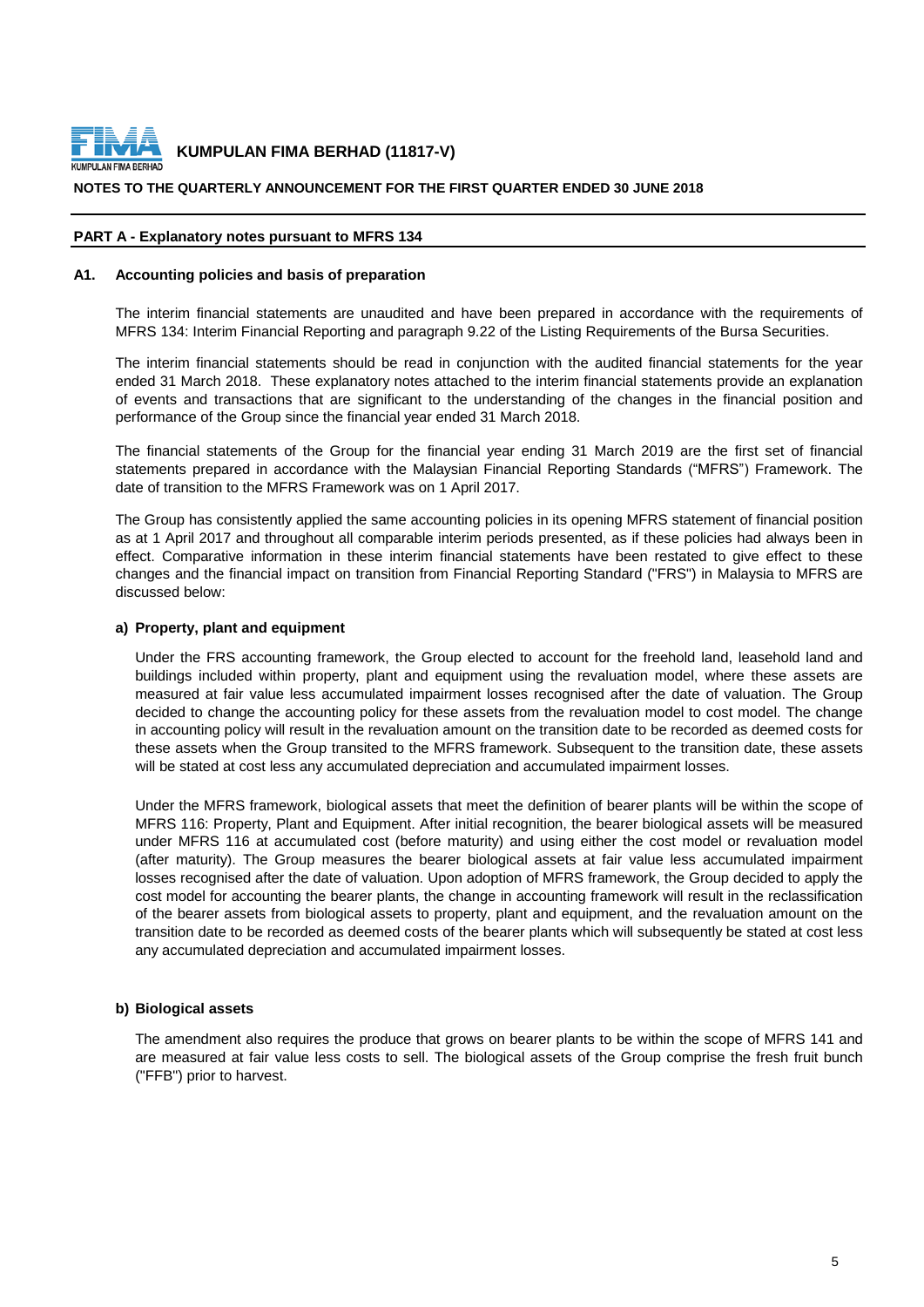## PART A - Explanatory notes pursuant to MFRS 134

### A1. Accounting policies and basis of preparation

The interim financial statements are unaudited and have been prepared in accordance with the requirements of MFRS 134: Interim Financial Reporting and paragraph 9.22 of the Listing Requirements of the Bursa Securities.

The interim financial statements should be read in conjunction with the audited financial statements for the year ended 31 March 2018. These explanatory notes attached to the interim financial statements provide an explanation of events and transactions that are significant to the understanding of the changes in the financial position and performance of the Group since the financial year ended 31 March 2018.

The financial statements of the Group for the financial year ending 31 March 2019 are the first set of financial statements prepared in accordance with the Malaysian Financial Reporting Standards ("MFRS") Framework. The date of transition to the MFRS Framework was on 1 April 2017.

The Group has consistently applied the same accounting policies in its opening MFRS statement of financial position as at 1 April 2017 and throughout all comparable interim periods presented, as if these policies had always been in effect. Comparative information in these interim financial statements have been restated to give effect to these changes and the financial impact on transition from Financial Reporting Standard ("FRS") in Malaysia to MFRS are discussed below:

**a) Property, plant and equipment**

Under the FRS accounting framework, the Group elected to account for the freehold land, leasehold land and buildings included within property, plant and equipment using the revaluation model, where these assets are measured at fair value less accumulated impairment losses recognised after the date of valuation. The Group decided to change the accounting policy for these assets from the revaluation model to cost model. The change in accounting policy will result in the revaluation amount on the transition date to be recorded as deemed costs for these assets when the Group transited to the MFRS framework. Subsequent to the transition date, these assets will be stated at cost less any accumulated depreciation and accumulated impairment losses.

Under the MFRS framework, biological assets that meet the definition of bearer plants will be within the scope of MFRS 116: Property, Plant and Equipment. After initial recognition, the bearer biological assets will be measured under MFRS 116 at accumulated cost (before maturity) and using either the cost model or revaluation model (after maturity). The Group measures the bearer biological assets at fair value less accumulated impairment losses recognised after the date of valuation. Upon adoption of MFRS framework, the Group decided to apply the cost model for accounting the bearer plants, the change in accounting framework will result in the reclassification of the bearer assets from biological assets to property, plant and equipment, and the revaluation amount on the transition date to be recorded as deemed costs of the bearer plants which will subsequently be stated at cost less any accumulated depreciation and accumulated impairment losses.

**b) Biological assets**

The amendment also requires the produce that grows on bearer plants to be within the scope of MFRS 141 and are measured at fair value less costs to sell. The biological assets of the Group comprise the fresh fruit bunch ("FFB") prior to harvest.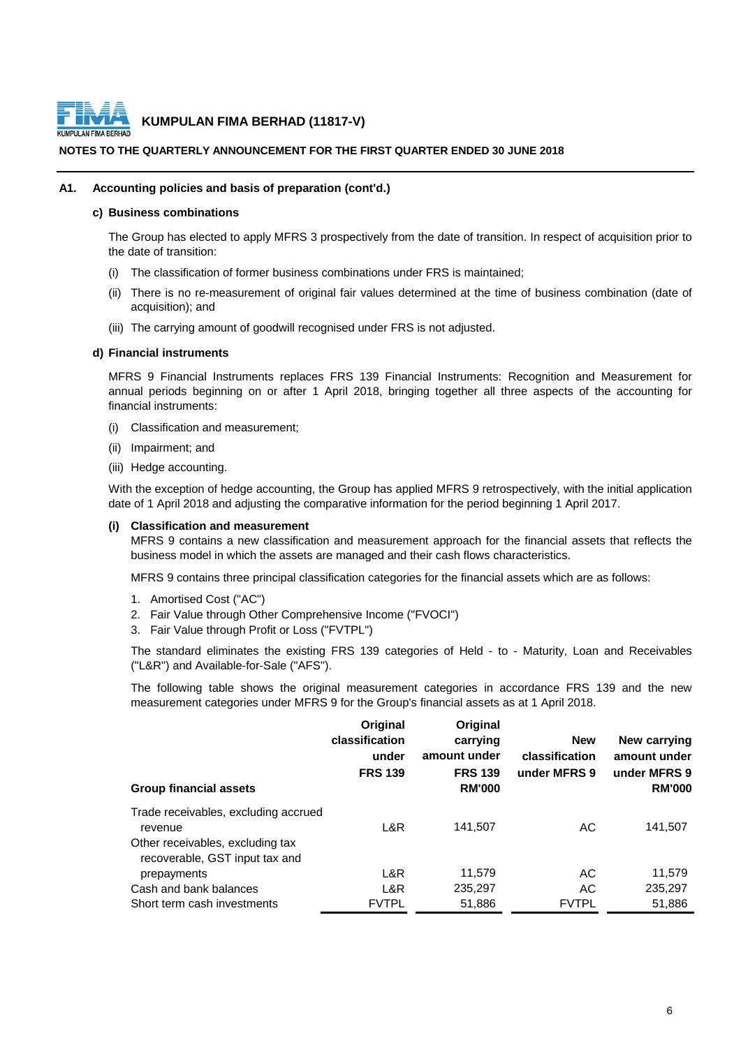**KUMPULAN FIMA BERHAD (11817-V)**

**NOTES TO THE QUARTERLY ANNOUNCEMENT FOR THE FIRST QUARTER ENDED 30 JUNE 2018**

## A1. Accounting policies and basis of preparation (cont'd.)

### c) Business combinations

The Group has elected to apply MFRS 3 prospectively from the date of transition. In respect of acquisition prior to the date of transition:

(i) The classification of former business combinations under FRS is maintained;

(ii) There is no re-measurement of original fair values determined at the time of business combination (date of acquisition); and

(iii) The carrying amount of goodwill recognised under FRS is not adjusted.

### d) Financial instruments

MFRS 9 Financial Instruments replaces FRS 139 Financial Instruments: Recognition and Measurement for annual periods beginning on or after 1 April 2018, bringing together all three aspects of the accounting for financial instruments:

(i) Classification and measurement;

(ii) Impairment; and

(iii) Hedge accounting.

With the exception of hedge accounting, the Group has applied MFRS 9 retrospectively, with the initial application date of 1 April 2018 and adjusting the comparative information for the period beginning 1 April 2017.

**(i) Classification and measurement**

MFRS 9 contains a new classification and measurement approach for the financial assets that reflects the business model in which the assets are managed and their cash flows characteristics.

MFRS 9 contains three principal classification categories for the financial assets which are as follows:

1. Amortised Cost ("AC")
2. Fair Value through Other Comprehensive Income ("FVOCI")
3. Fair Value through Profit or Loss ("FVTPL")

The standard eliminates the existing FRS 139 categories of Held - to - Maturity, Loan and Receivables ("L&R") and Available-for-Sale ("AFS").

The following table shows the original measurement categories in accordance FRS 139 and the new measurement categories under MFRS 9 for the Group's financial assets as at 1 April 2018.

| Group financial assets | Original classification under FRS 139 | Original carrying amount under FRS 139 RM'000 | New classification under MFRS 9 | New carrying amount under MFRS 9 RM'000 |
|---|---|---|---|---|
| Trade receivables, excluding accrued revenue | L&R | 141,507 | AC | 141,507 |
| Other receivables, excluding tax recoverable, GST input tax and prepayments | L&R | 11,579 | AC | 11,579 |
| Cash and bank balances | L&R | 235,297 | AC | 235,297 |
| Short term cash investments | FVTPL | 51,886 | FVTPL | 51,886 |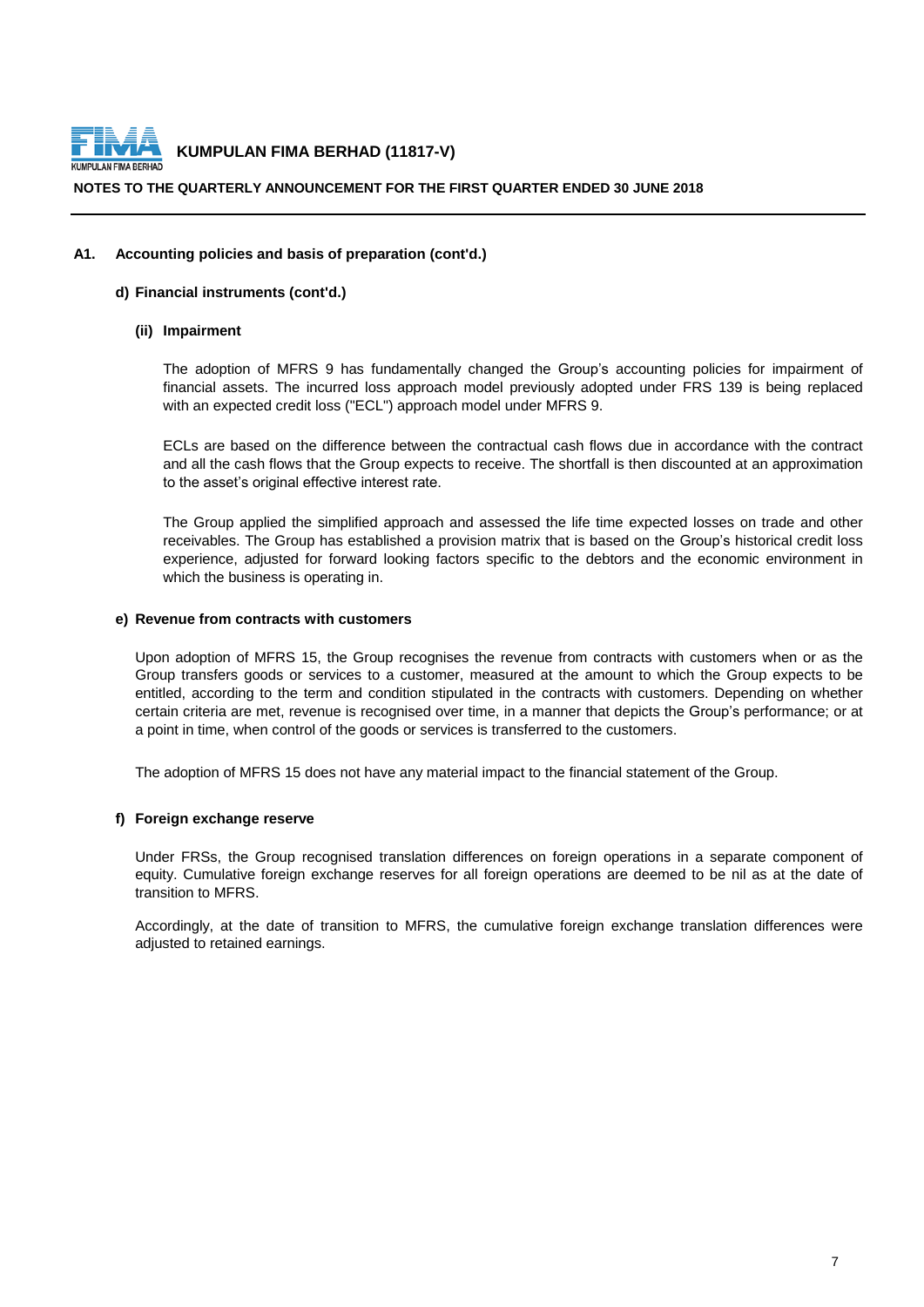## A1. Accounting policies and basis of preparation (cont'd.)

### d) Financial instruments (cont'd.)

#### (ii) Impairment

The adoption of MFRS 9 has fundamentally changed the Group's accounting policies for impairment of financial assets. The incurred loss approach model previously adopted under FRS 139 is being replaced with an expected credit loss ("ECL") approach model under MFRS 9.

ECLs are based on the difference between the contractual cash flows due in accordance with the contract and all the cash flows that the Group expects to receive. The shortfall is then discounted at an approximation to the asset's original effective interest rate.

The Group applied the simplified approach and assessed the life time expected losses on trade and other receivables. The Group has established a provision matrix that is based on the Group's historical credit loss experience, adjusted for forward looking factors specific to the debtors and the economic environment in which the business is operating in.

### e) Revenue from contracts with customers

Upon adoption of MFRS 15, the Group recognises the revenue from contracts with customers when or as the Group transfers goods or services to a customer, measured at the amount to which the Group expects to be entitled, according to the term and condition stipulated in the contracts with customers. Depending on whether certain criteria are met, revenue is recognised over time, in a manner that depicts the Group's performance; or at a point in time, when control of the goods or services is transferred to the customers.

The adoption of MFRS 15 does not have any material impact to the financial statement of the Group.

### f) Foreign exchange reserve

Under FRSs, the Group recognised translation differences on foreign operations in a separate component of equity. Cumulative foreign exchange reserves for all foreign operations are deemed to be nil as at the date of transition to MFRS.

Accordingly, at the date of transition to MFRS, the cumulative foreign exchange translation differences were adjusted to retained earnings.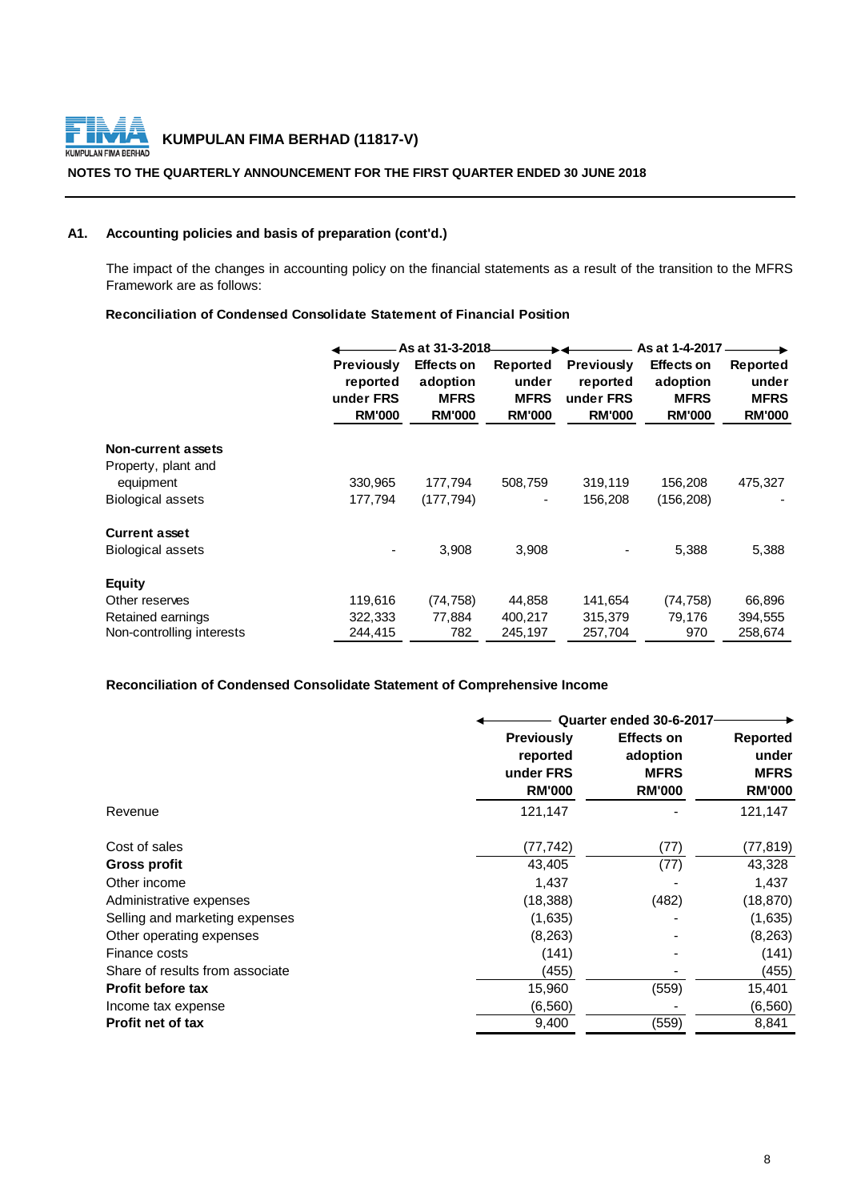## A1. Accounting policies and basis of preparation (cont'd.)

The impact of the changes in accounting policy on the financial statements as a result of the transition to the MFRS Framework are as follows:

**Reconciliation of Condensed Consolidate Statement of Financial Position**

| | As at 31-3-2018 | | | As at 1-4-2017 | | |
|---|---|---|---|---|---|---|
| | Previously reported under FRS RM'000 | Effects on adoption MFRS RM'000 | Reported under MFRS RM'000 | Previously reported under FRS RM'000 | Effects on adoption MFRS RM'000 | Reported under MFRS RM'000 |
| **Non-current assets** | | | | | | |
| Property, plant and equipment | 330,965 | 177,794 | 508,759 | 319,119 | 156,208 | 475,327 |
| Biological assets | 177,794 | (177,794) | - | 156,208 | (156,208) | - |
| **Current asset** | | | | | | |
| Biological assets | - | 3,908 | 3,908 | - | 5,388 | 5,388 |
| **Equity** | | | | | | |
| Other reserves | 119,616 | (74,758) | 44,858 | 141,654 | (74,758) | 66,896 |
| Retained earnings | 322,333 | 77,884 | 400,217 | 315,379 | 79,176 | 394,555 |
| Non-controlling interests | 244,415 | 782 | 245,197 | 257,704 | 970 | 258,674 |

**Reconciliation of Condensed Consolidate Statement of Comprehensive Income**

| | Quarter ended 30-6-2017 | | |
|---|---|---|---|
| | Previously reported under FRS RM'000 | Effects on adoption MFRS RM'000 | Reported under MFRS RM'000 |
| Revenue | 121,147 | - | 121,147 |
| Cost of sales | (77,742) | (77) | (77,819) |
| **Gross profit** | 43,405 | (77) | 43,328 |
| Other income | 1,437 | - | 1,437 |
| Administrative expenses | (18,388) | (482) | (18,870) |
| Selling and marketing expenses | (1,635) | - | (1,635) |
| Other operating expenses | (8,263) | - | (8,263) |
| Finance costs | (141) | - | (141) |
| Share of results from associate | (455) | - | (455) |
| **Profit before tax** | 15,960 | (559) | 15,401 |
| Income tax expense | (6,560) | - | (6,560) |
| **Profit net of tax** | 9,400 | (559) | 8,841 |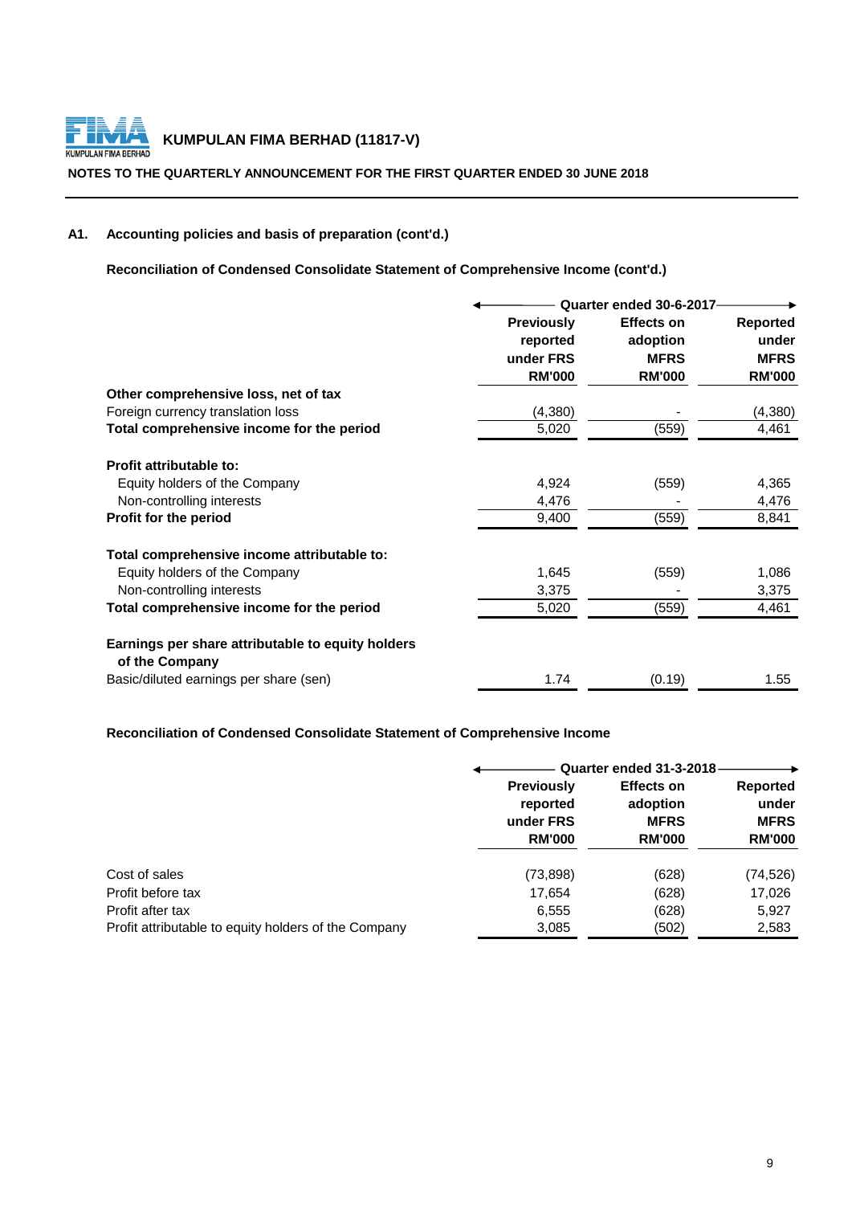**KUMPULAN FIMA BERHAD (11817-V)**

**NOTES TO THE QUARTERLY ANNOUNCEMENT FOR THE FIRST QUARTER ENDED 30 JUNE 2018**

## A1. Accounting policies and basis of preparation (cont'd.)

**Reconciliation of Condensed Consolidate Statement of Comprehensive Income (cont'd.)**

| | Quarter ended 30-6-2017 | | |
|---|---|---|---|
| | **Previously reported under FRS RM'000** | **Effects on adoption MFRS RM'000** | **Reported under MFRS RM'000** |
| **Other comprehensive loss, net of tax** | | | |
| Foreign currency translation loss | (4,380) | - | (4,380) |
| **Total comprehensive income for the period** | 5,020 | (559) | 4,461 |
| | | | |
| **Profit attributable to:** | | | |
| Equity holders of the Company | 4,924 | (559) | 4,365 |
| Non-controlling interests | 4,476 | - | 4,476 |
| **Profit for the period** | 9,400 | (559) | 8,841 |
| | | | |
| **Total comprehensive income attributable to:** | | | |
| Equity holders of the Company | 1,645 | (559) | 1,086 |
| Non-controlling interests | 3,375 | - | 3,375 |
| **Total comprehensive income for the period** | 5,020 | (559) | 4,461 |
| | | | |
| **Earnings per share attributable to equity holders of the Company** | | | |
| Basic/diluted earnings per share (sen) | 1.74 | (0.19) | 1.55 |

**Reconciliation of Condensed Consolidate Statement of Comprehensive Income**

| | Quarter ended 31-3-2018 | | |
|---|---|---|---|
| | **Previously reported under FRS RM'000** | **Effects on adoption MFRS RM'000** | **Reported under MFRS RM'000** |
| Cost of sales | (73,898) | (628) | (74,526) |
| Profit before tax | 17,654 | (628) | 17,026 |
| Profit after tax | 6,555 | (628) | 5,927 |
| Profit attributable to equity holders of the Company | 3,085 | (502) | 2,583 |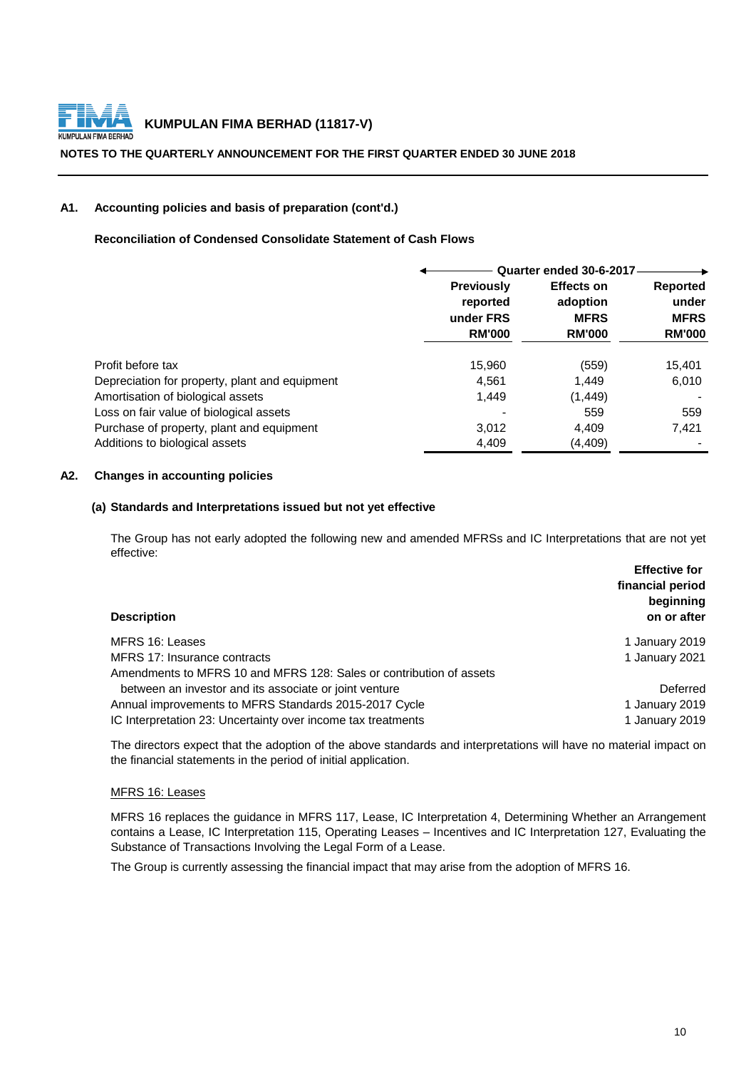**KUMPULAN FIMA BERHAD (11817-V)**

**NOTES TO THE QUARTERLY ANNOUNCEMENT FOR THE FIRST QUARTER ENDED 30 JUNE 2018**

### A1. Accounting policies and basis of preparation (cont'd.)

**Reconciliation of Condensed Consolidate Statement of Cash Flows**

| | Quarter ended 30-6-2017 | | |
|---|---|---|---|
| | Previously reported under FRS RM'000 | Effects on adoption MFRS RM'000 | Reported under MFRS RM'000 |
| Profit before tax | 15,960 | (559) | 15,401 |
| Depreciation for property, plant and equipment | 4,561 | 1,449 | 6,010 |
| Amortisation of biological assets | 1,449 | (1,449) | - |
| Loss on fair value of biological assets | - | 559 | 559 |
| Purchase of property, plant and equipment | 3,012 | 4,409 | 7,421 |
| Additions to biological assets | 4,409 | (4,409) | - |

### A2. Changes in accounting policies

**(a) Standards and Interpretations issued but not yet effective**

The Group has not early adopted the following new and amended MFRSs and IC Interpretations that are not yet effective:

| Description | Effective for financial period beginning on or after |
|---|---|
| MFRS 16: Leases | 1 January 2019 |
| MFRS 17: Insurance contracts | 1 January 2021 |
| Amendments to MFRS 10 and MFRS 128: Sales or contribution of assets between an investor and its associate or joint venture | Deferred |
| Annual improvements to MFRS Standards 2015-2017 Cycle | 1 January 2019 |
| IC Interpretation 23: Uncertainty over income tax treatments | 1 January 2019 |

The directors expect that the adoption of the above standards and interpretations will have no material impact on the financial statements in the period of initial application.

MFRS 16: Leases

MFRS 16 replaces the guidance in MFRS 117, Lease, IC Interpretation 4, Determining Whether an Arrangement contains a Lease, IC Interpretation 115, Operating Leases – Incentives and IC Interpretation 127, Evaluating the Substance of Transactions Involving the Legal Form of a Lease.

The Group is currently assessing the financial impact that may arise from the adoption of MFRS 16.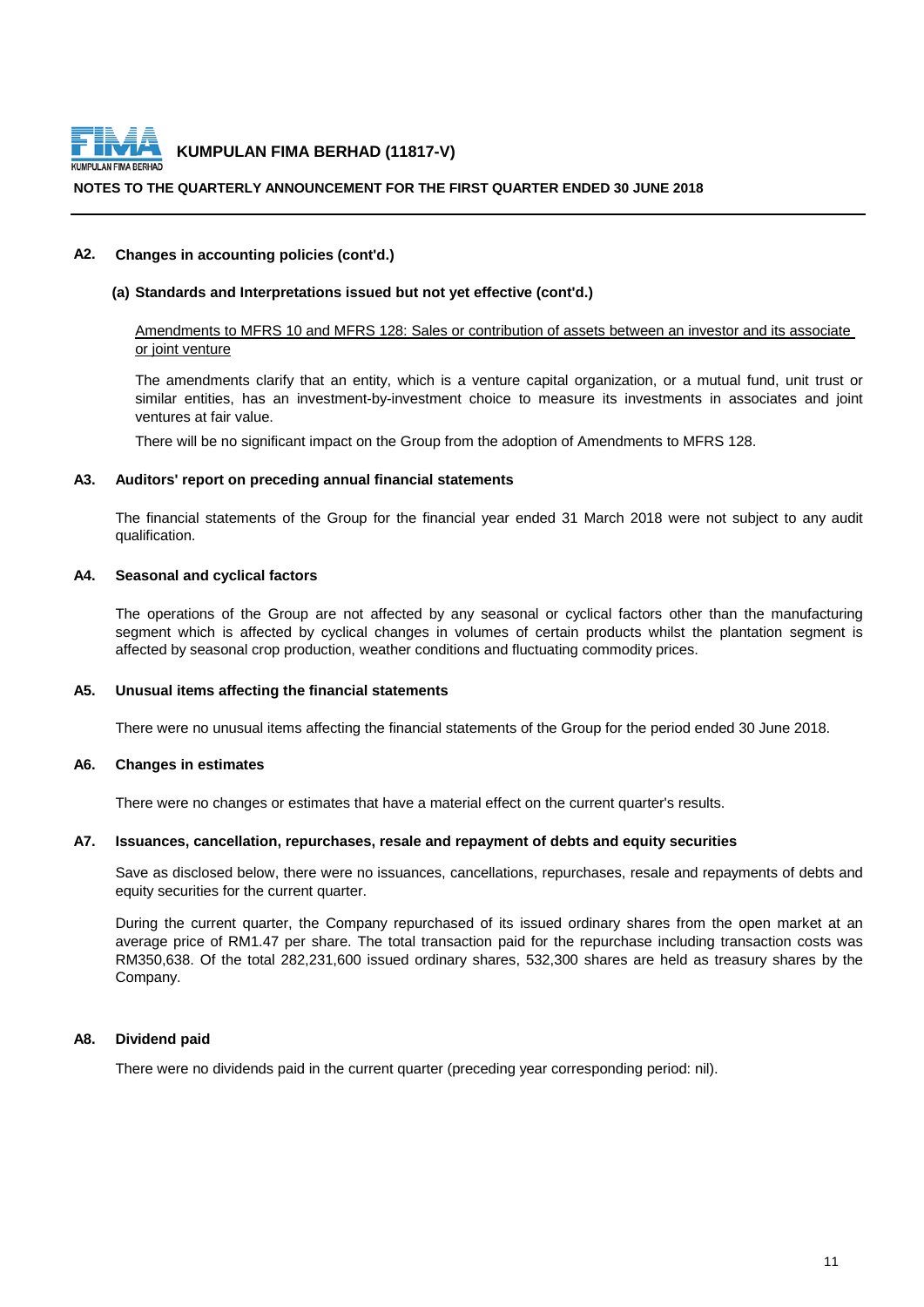## A2. Changes in accounting policies (cont'd.)

### (a) Standards and Interpretations issued but not yet effective (cont'd.)

Amendments to MFRS 10 and MFRS 128: Sales or contribution of assets between an investor and its associate or joint venture

The amendments clarify that an entity, which is a venture capital organization, or a mutual fund, unit trust or similar entities, has an investment-by-investment choice to measure its investments in associates and joint ventures at fair value.

There will be no significant impact on the Group from the adoption of Amendments to MFRS 128.

## A3. Auditors' report on preceding annual financial statements

The financial statements of the Group for the financial year ended 31 March 2018 were not subject to any audit qualification.

## A4. Seasonal and cyclical factors

The operations of the Group are not affected by any seasonal or cyclical factors other than the manufacturing segment which is affected by cyclical changes in volumes of certain products whilst the plantation segment is affected by seasonal crop production, weather conditions and fluctuating commodity prices.

## A5. Unusual items affecting the financial statements

There were no unusual items affecting the financial statements of the Group for the period ended 30 June 2018.

## A6. Changes in estimates

There were no changes or estimates that have a material effect on the current quarter's results.

## A7. Issuances, cancellation, repurchases, resale and repayment of debts and equity securities

Save as disclosed below, there were no issuances, cancellations, repurchases, resale and repayments of debts and equity securities for the current quarter.

During the current quarter, the Company repurchased of its issued ordinary shares from the open market at an average price of RM1.47 per share. The total transaction paid for the repurchase including transaction costs was RM350,638. Of the total 282,231,600 issued ordinary shares, 532,300 shares are held as treasury shares by the Company.

## A8. Dividend paid

There were no dividends paid in the current quarter (preceding year corresponding period: nil).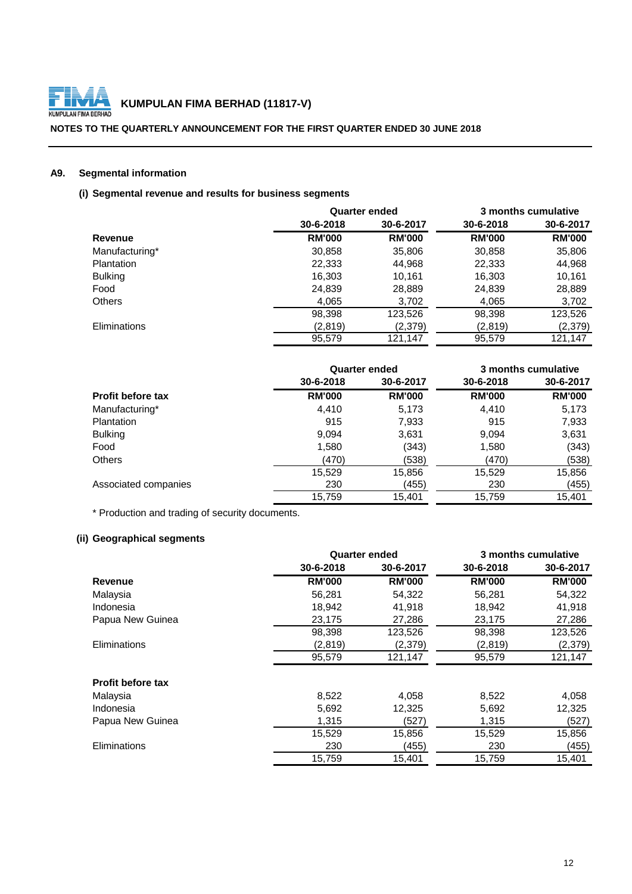**KUMPULAN FIMA BERHAD (11817-V)**

**NOTES TO THE QUARTERLY ANNOUNCEMENT FOR THE FIRST QUARTER ENDED 30 JUNE 2018**

## A9. Segmental information

### (i) Segmental revenue and results for business segments

| | Quarter ended | | 3 months cumulative | |
|---|---|---|---|---|
| | 30-6-2018 | 30-6-2017 | 30-6-2018 | 30-6-2017 |
| **Revenue** | **RM'000** | **RM'000** | **RM'000** | **RM'000** |
| Manufacturing* | 30,858 | 35,806 | 30,858 | 35,806 |
| Plantation | 22,333 | 44,968 | 22,333 | 44,968 |
| Bulking | 16,303 | 10,161 | 16,303 | 10,161 |
| Food | 24,839 | 28,889 | 24,839 | 28,889 |
| Others | 4,065 | 3,702 | 4,065 | 3,702 |
| | 98,398 | 123,526 | 98,398 | 123,526 |
| Eliminations | (2,819) | (2,379) | (2,819) | (2,379) |
| | 95,579 | 121,147 | 95,579 | 121,147 |

| | Quarter ended | | 3 months cumulative | |
|---|---|---|---|---|
| | 30-6-2018 | 30-6-2017 | 30-6-2018 | 30-6-2017 |
| **Profit before tax** | **RM'000** | **RM'000** | **RM'000** | **RM'000** |
| Manufacturing* | 4,410 | 5,173 | 4,410 | 5,173 |
| Plantation | 915 | 7,933 | 915 | 7,933 |
| Bulking | 9,094 | 3,631 | 9,094 | 3,631 |
| Food | 1,580 | (343) | 1,580 | (343) |
| Others | (470) | (538) | (470) | (538) |
| | 15,529 | 15,856 | 15,529 | 15,856 |
| Associated companies | 230 | (455) | 230 | (455) |
| | 15,759 | 15,401 | 15,759 | 15,401 |

* Production and trading of security documents.

### (ii) Geographical segments

| | Quarter ended | | 3 months cumulative | |
|---|---|---|---|---|
| | 30-6-2018 | 30-6-2017 | 30-6-2018 | 30-6-2017 |
| **Revenue** | **RM'000** | **RM'000** | **RM'000** | **RM'000** |
| Malaysia | 56,281 | 54,322 | 56,281 | 54,322 |
| Indonesia | 18,942 | 41,918 | 18,942 | 41,918 |
| Papua New Guinea | 23,175 | 27,286 | 23,175 | 27,286 |
| | 98,398 | 123,526 | 98,398 | 123,526 |
| Eliminations | (2,819) | (2,379) | (2,819) | (2,379) |
| | 95,579 | 121,147 | 95,579 | 121,147 |
| | | | | |
| **Profit before tax** | | | | |
| Malaysia | 8,522 | 4,058 | 8,522 | 4,058 |
| Indonesia | 5,692 | 12,325 | 5,692 | 12,325 |
| Papua New Guinea | 1,315 | (527) | 1,315 | (527) |
| | 15,529 | 15,856 | 15,529 | 15,856 |
| Eliminations | 230 | (455) | 230 | (455) |
| | 15,759 | 15,401 | 15,759 | 15,401 |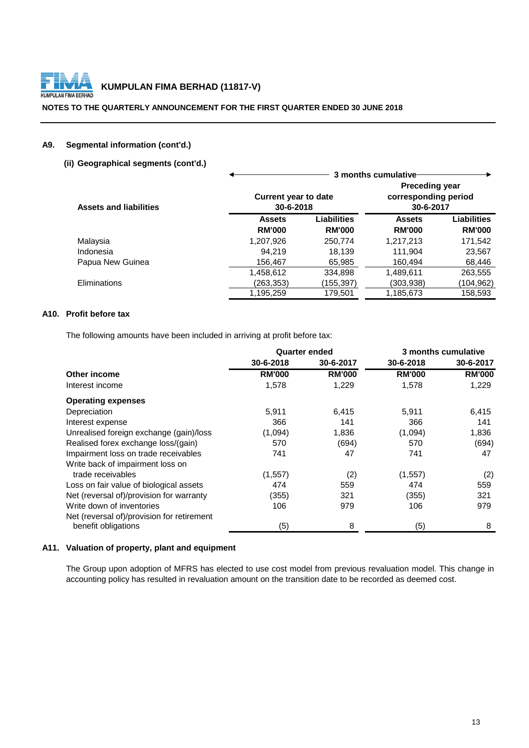**KUMPULAN FIMA BERHAD (11817-V)**

**NOTES TO THE QUARTERLY ANNOUNCEMENT FOR THE FIRST QUARTER ENDED 30 JUNE 2018**

## A9. Segmental information (cont'd.)

### (ii) Geographical segments (cont'd.)

| Assets and liabilities | 3 months cumulative | | | |
|---|---|---|---|---|
| | Current year to date 30-6-2018 | | Preceding year corresponding period 30-6-2017 | |
| | Assets RM'000 | Liabilities RM'000 | Assets RM'000 | Liabilities RM'000 |
| Malaysia | 1,207,926 | 250,774 | 1,217,213 | 171,542 |
| Indonesia | 94,219 | 18,139 | 111,904 | 23,567 |
| Papua New Guinea | 156,467 | 65,985 | 160,494 | 68,446 |
| | 1,458,612 | 334,898 | 1,489,611 | 263,555 |
| Eliminations | (263,353) | (155,397) | (303,938) | (104,962) |
| | 1,195,259 | 179,501 | 1,185,673 | 158,593 |

## A10. Profit before tax

The following amounts have been included in arriving at profit before tax:

| | Quarter ended | | 3 months cumulative | |
|---|---|---|---|---|
| | 30-6-2018 | 30-6-2017 | 30-6-2018 | 30-6-2017 |
| **Other income** | **RM'000** | **RM'000** | **RM'000** | **RM'000** |
| Interest income | 1,578 | 1,229 | 1,578 | 1,229 |
| **Operating expenses** | | | | |
| Depreciation | 5,911 | 6,415 | 5,911 | 6,415 |
| Interest expense | 366 | 141 | 366 | 141 |
| Unrealised foreign exchange (gain)/loss | (1,094) | 1,836 | (1,094) | 1,836 |
| Realised forex exchange loss/(gain) | 570 | (694) | 570 | (694) |
| Impairment loss on trade receivables | 741 | 47 | 741 | 47 |
| Write back of impairment loss on trade receivables | (1,557) | (2) | (1,557) | (2) |
| Loss on fair value of biological assets | 474 | 559 | 474 | 559 |
| Net (reversal of)/provision for warranty | (355) | 321 | (355) | 321 |
| Write down of inventories | 106 | 979 | 106 | 979 |
| Net (reversal of)/provision for retirement benefit obligations | (5) | 8 | (5) | 8 |

## A11. Valuation of property, plant and equipment

The Group upon adoption of MFRS has elected to use cost model from previous revaluation model. This change in accounting policy has resulted in revaluation amount on the transition date to be recorded as deemed cost.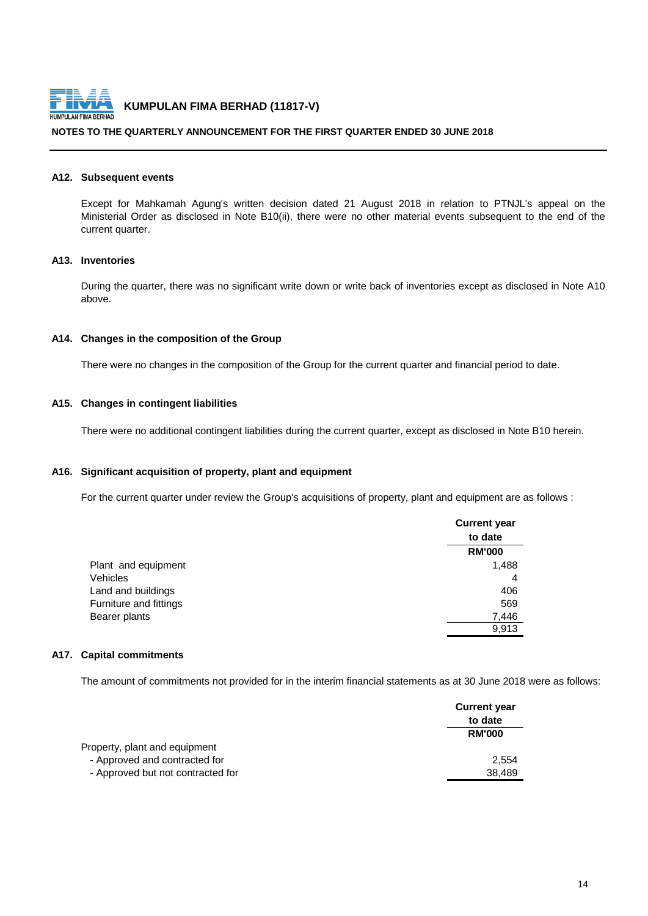### A12. Subsequent events

Except for Mahkamah Agung's written decision dated 21 August 2018 in relation to PTNJL's appeal on the Ministerial Order as disclosed in Note B10(ii), there were no other material events subsequent to the end of the current quarter.

### A13. Inventories

During the quarter, there was no significant write down or write back of inventories except as disclosed in Note A10 above.

### A14. Changes in the composition of the Group

There were no changes in the composition of the Group for the current quarter and financial period to date.

### A15. Changes in contingent liabilities

There were no additional contingent liabilities during the current quarter, except as disclosed in Note B10 herein.

### A16. Significant acquisition of property, plant and equipment

For the current quarter under review the Group's acquisitions of property, plant and equipment are as follows :

| | Current year to date |
|---|---|
| | RM'000 |
| Plant and equipment | 1,488 |
| Vehicles | 4 |
| Land and buildings | 406 |
| Furniture and fittings | 569 |
| Bearer plants | 7,446 |
| | 9,913 |

### A17. Capital commitments

The amount of commitments not provided for in the interim financial statements as at 30 June 2018 were as follows:

| | Current year to date |
|---|---|
| | RM'000 |
| Property, plant and equipment | |
| - Approved and contracted for | 2,554 |
| - Approved but not contracted for | 38,489 |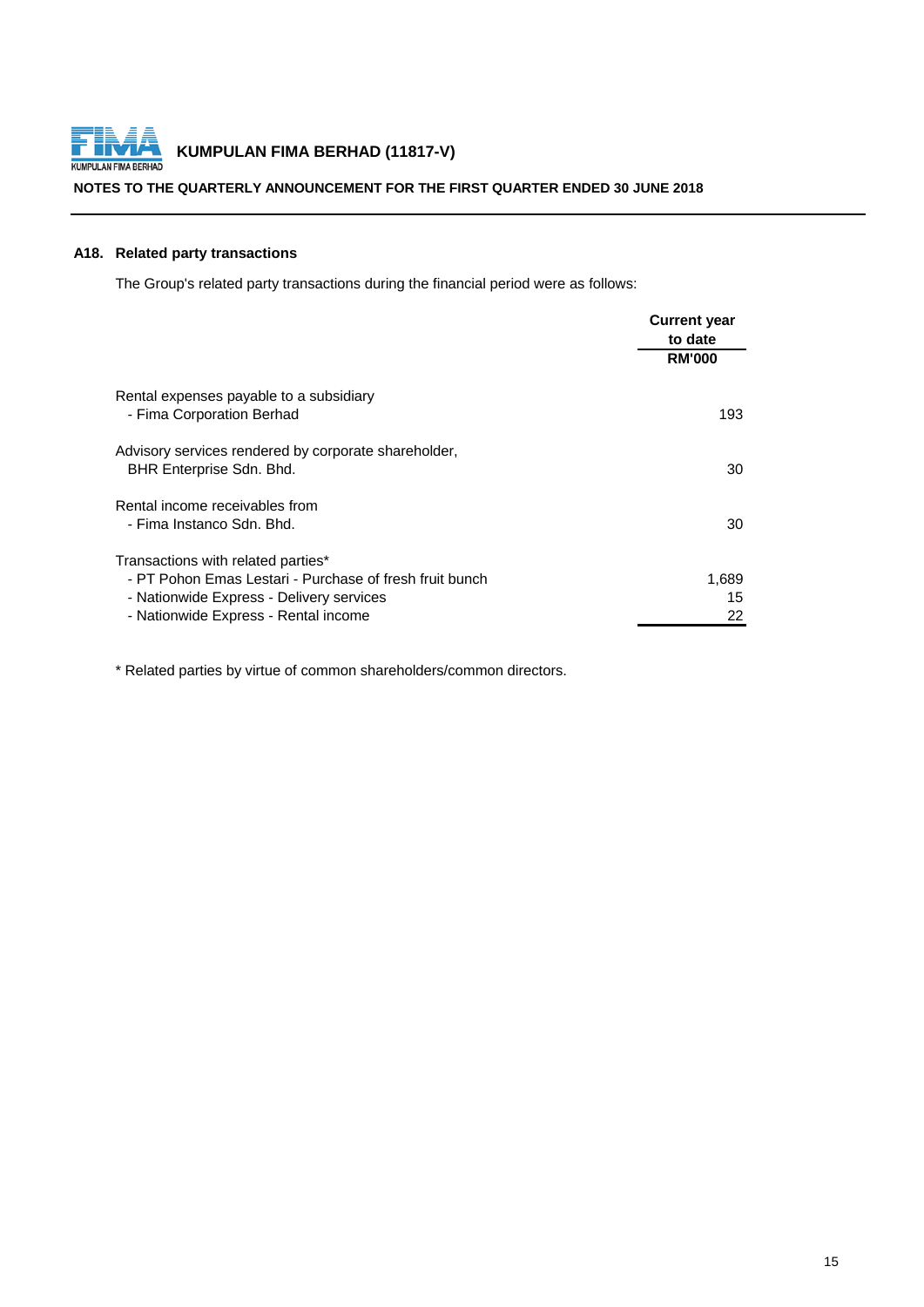### A18. Related party transactions

The Group's related party transactions during the financial period were as follows:

| | Current year to date RM'000 |
|---|---|
| Rental expenses payable to a subsidiary | |
| - Fima Corporation Berhad | 193 |
| Advisory services rendered by corporate shareholder, | |
| BHR Enterprise Sdn. Bhd. | 30 |
| Rental income receivables from | |
| - Fima Instanco Sdn. Bhd. | 30 |
| Transactions with related parties* | |
| - PT Pohon Emas Lestari - Purchase of fresh fruit bunch | 1,689 |
| - Nationwide Express - Delivery services | 15 |
| - Nationwide Express - Rental income | 22 |

* Related parties by virtue of common shareholders/common directors.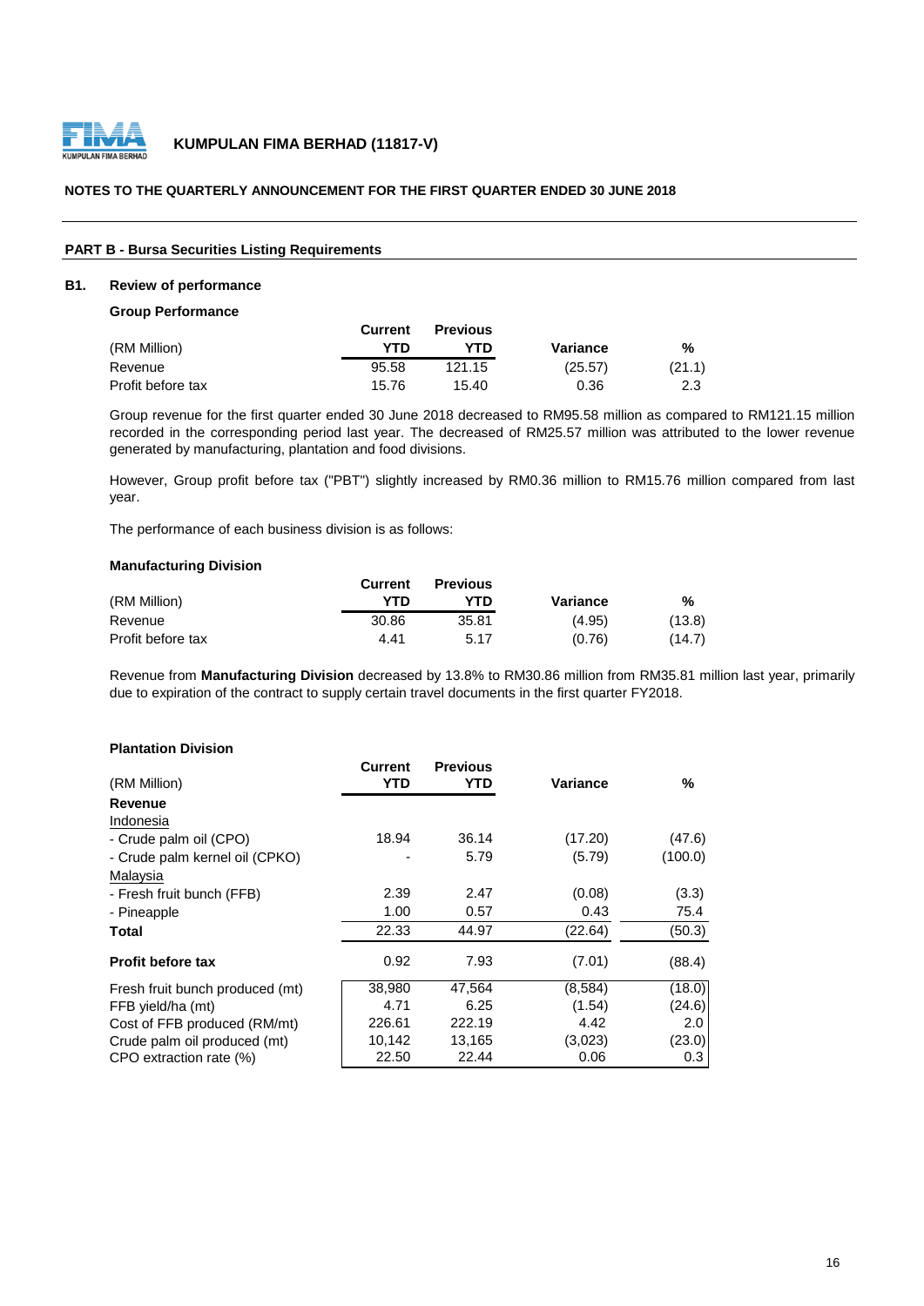# KUMPULAN FIMA BERHAD (11817-V)

## NOTES TO THE QUARTERLY ANNOUNCEMENT FOR THE FIRST QUARTER ENDED 30 JUNE 2018

### PART B - Bursa Securities Listing Requirements

### B1. Review of performance

**Group Performance**

| (RM Million) | Current YTD | Previous YTD | Variance | % |
|---|---|---|---|---|
| Revenue | 95.58 | 121.15 | (25.57) | (21.1) |
| Profit before tax | 15.76 | 15.40 | 0.36 | 2.3 |

Group revenue for the first quarter ended 30 June 2018 decreased to RM95.58 million as compared to RM121.15 million recorded in the corresponding period last year. The decreased of RM25.57 million was attributed to the lower revenue generated by manufacturing, plantation and food divisions.

However, Group profit before tax ("PBT") slightly increased by RM0.36 million to RM15.76 million compared from last year.

The performance of each business division is as follows:

**Manufacturing Division**

| (RM Million) | Current YTD | Previous YTD | Variance | % |
|---|---|---|---|---|
| Revenue | 30.86 | 35.81 | (4.95) | (13.8) |
| Profit before tax | 4.41 | 5.17 | (0.76) | (14.7) |

Revenue from **Manufacturing Division** decreased by 13.8% to RM30.86 million from RM35.81 million last year, primarily due to expiration of the contract to supply certain travel documents in the first quarter FY2018.

**Plantation Division**

| (RM Million) | Current YTD | Previous YTD | Variance | % |
|---|---|---|---|---|
| **Revenue** | | | | |
| Indonesia | | | | |
| - Crude palm oil (CPO) | 18.94 | 36.14 | (17.20) | (47.6) |
| - Crude palm kernel oil (CPKO) | - | 5.79 | (5.79) | (100.0) |
| Malaysia | | | | |
| - Fresh fruit bunch (FFB) | 2.39 | 2.47 | (0.08) | (3.3) |
| - Pineapple | 1.00 | 0.57 | 0.43 | 75.4 |
| **Total** | 22.33 | 44.97 | (22.64) | (50.3) |
| **Profit before tax** | 0.92 | 7.93 | (7.01) | (88.4) |
| Fresh fruit bunch produced (mt) | 38,980 | 47,564 | (8,584) | (18.0) |
| FFB yield/ha (mt) | 4.71 | 6.25 | (1.54) | (24.6) |
| Cost of FFB produced (RM/mt) | 226.61 | 222.19 | 4.42 | 2.0 |
| Crude palm oil produced (mt) | 10,142 | 13,165 | (3,023) | (23.0) |
| CPO extraction rate (%) | 22.50 | 22.44 | 0.06 | 0.3 |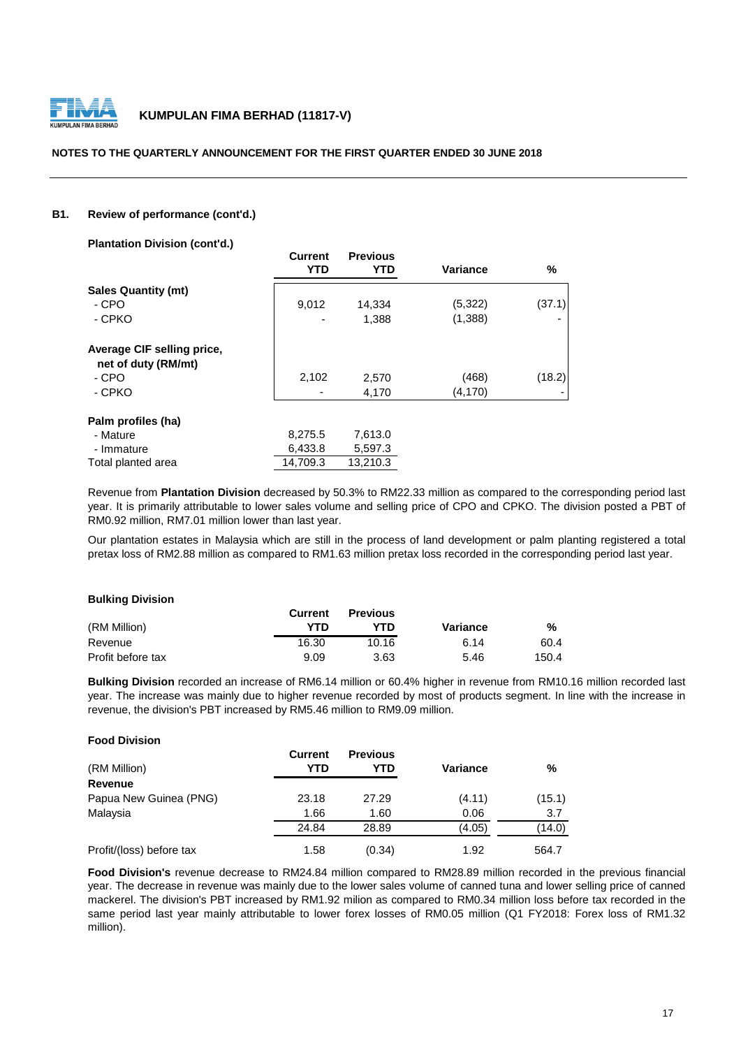### B1. Review of performance (cont'd.)

**Plantation Division (cont'd.)**

| | Current YTD | Previous YTD | Variance | % |
|---|---|---|---|---|
| **Sales Quantity (mt)** | | | | |
| - CPO | 9,012 | 14,334 | (5,322) | (37.1) |
| - CPKO | - | 1,388 | (1,388) | - |
| **Average CIF selling price, net of duty (RM/mt)** | | | | |
| - CPO | 2,102 | 2,570 | (468) | (18.2) |
| - CPKO | - | 4,170 | (4,170) | - |
| **Palm profiles (ha)** | | | | |
| - Mature | 8,275.5 | 7,613.0 | | |
| - Immature | 6,433.8 | 5,597.3 | | |
| Total planted area | 14,709.3 | 13,210.3 | | |

Revenue from **Plantation Division** decreased by 50.3% to RM22.33 million as compared to the corresponding period last year. It is primarily attributable to lower sales volume and selling price of CPO and CPKO. The division posted a PBT of RM0.92 million, RM7.01 million lower than last year.

Our plantation estates in Malaysia which are still in the process of land development or palm planting registered a total pretax loss of RM2.88 million as compared to RM1.63 million pretax loss recorded in the corresponding period last year.

**Bulking Division**

| (RM Million) | Current YTD | Previous YTD | Variance | % |
|---|---|---|---|---|
| Revenue | 16.30 | 10.16 | 6.14 | 60.4 |
| Profit before tax | 9.09 | 3.63 | 5.46 | 150.4 |

**Bulking Division** recorded an increase of RM6.14 million or 60.4% higher in revenue from RM10.16 million recorded last year. The increase was mainly due to higher revenue recorded by most of products segment. In line with the increase in revenue, the division's PBT increased by RM5.46 million to RM9.09 million.

**Food Division**

| (RM Million) | Current YTD | Previous YTD | Variance | % |
|---|---|---|---|---|
| **Revenue** | | | | |
| Papua New Guinea (PNG) | 23.18 | 27.29 | (4.11) | (15.1) |
| Malaysia | 1.66 | 1.60 | 0.06 | 3.7 |
| | 24.84 | 28.89 | (4.05) | (14.0) |
| Profit/(loss) before tax | 1.58 | (0.34) | 1.92 | 564.7 |

**Food Division's** revenue decrease to RM24.84 million compared to RM28.89 million recorded in the previous financial year. The decrease in revenue was mainly due to the lower sales volume of canned tuna and lower selling price of canned mackerel. The division's PBT increased by RM1.92 milion as compared to RM0.34 million loss before tax recorded in the same period last year mainly attributable to lower forex losses of RM0.05 million (Q1 FY2018: Forex loss of RM1.32 million).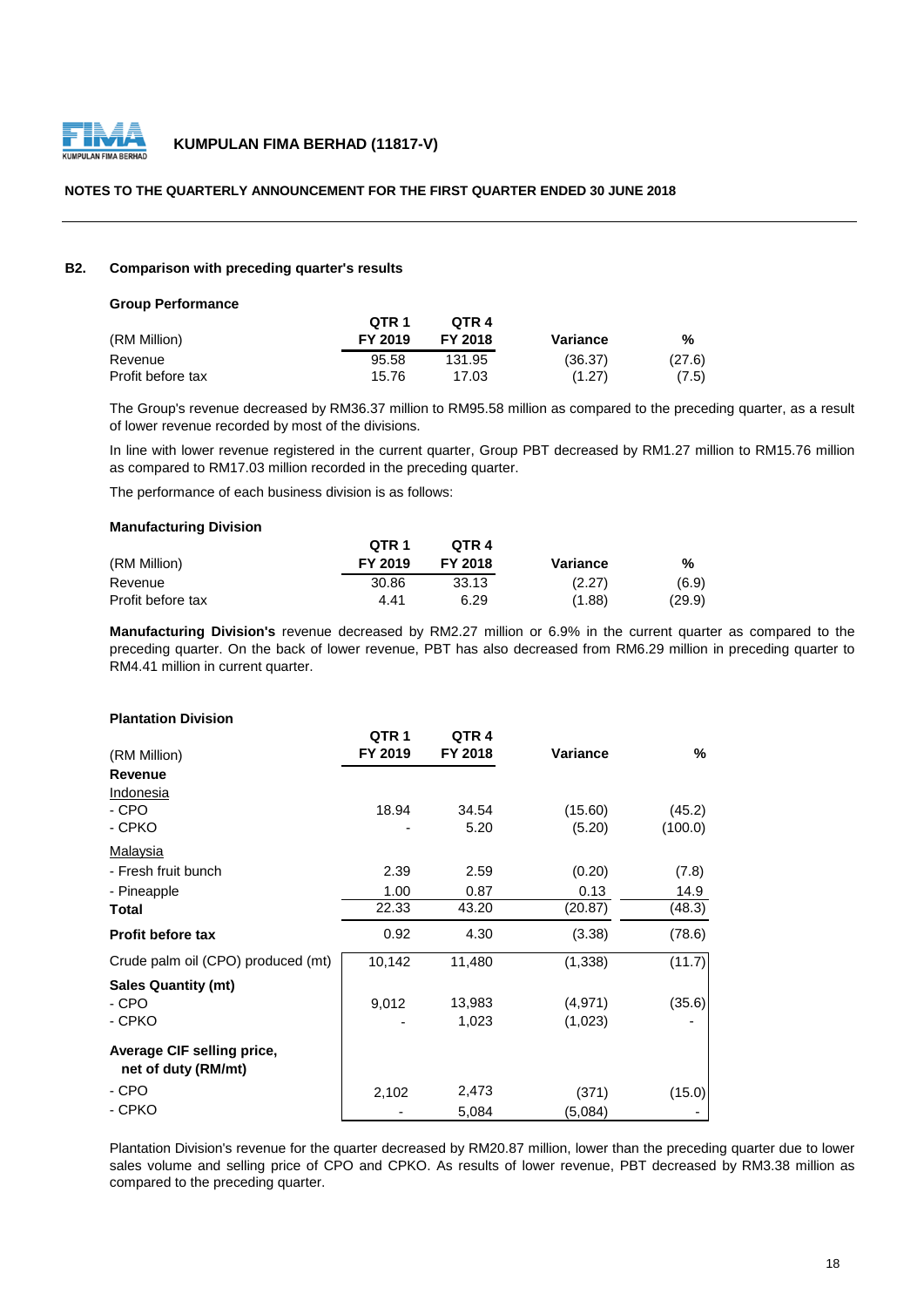**KUMPULAN FIMA BERHAD (11817-V)**

**NOTES TO THE QUARTERLY ANNOUNCEMENT FOR THE FIRST QUARTER ENDED 30 JUNE 2018**

**B2. Comparison with preceding quarter's results**

**Group Performance**

| (RM Million) | QTR 1 FY 2019 | QTR 4 FY 2018 | Variance | % |
|---|---|---|---|---|
| Revenue | 95.58 | 131.95 | (36.37) | (27.6) |
| Profit before tax | 15.76 | 17.03 | (1.27) | (7.5) |

The Group's revenue decreased by RM36.37 million to RM95.58 million as compared to the preceding quarter, as a result of lower revenue recorded by most of the divisions.

In line with lower revenue registered in the current quarter, Group PBT decreased by RM1.27 million to RM15.76 million as compared to RM17.03 million recorded in the preceding quarter.

The performance of each business division is as follows:

**Manufacturing Division**

| (RM Million) | QTR 1 FY 2019 | QTR 4 FY 2018 | Variance | % |
|---|---|---|---|---|
| Revenue | 30.86 | 33.13 | (2.27) | (6.9) |
| Profit before tax | 4.41 | 6.29 | (1.88) | (29.9) |

**Manufacturing Division's** revenue decreased by RM2.27 million or 6.9% in the current quarter as compared to the preceding quarter. On the back of lower revenue, PBT has also decreased from RM6.29 million in preceding quarter to RM4.41 million in current quarter.

**Plantation Division**

| (RM Million) | QTR 1 FY 2019 | QTR 4 FY 2018 | Variance | % |
|---|---|---|---|---|
| **Revenue** | | | | |
| Indonesia | | | | |
| - CPO | 18.94 | 34.54 | (15.60) | (45.2) |
| - CPKO | - | 5.20 | (5.20) | (100.0) |
| Malaysia | | | | |
| - Fresh fruit bunch | 2.39 | 2.59 | (0.20) | (7.8) |
| - Pineapple | 1.00 | 0.87 | 0.13 | 14.9 |
| **Total** | 22.33 | 43.20 | (20.87) | (48.3) |
| **Profit before tax** | 0.92 | 4.30 | (3.38) | (78.6) |
| Crude palm oil (CPO) produced (mt) | 10,142 | 11,480 | (1,338) | (11.7) |
| **Sales Quantity (mt)** | | | | |
| - CPO | 9,012 | 13,983 | (4,971) | (35.6) |
| - CPKO | - | 1,023 | (1,023) | - |
| **Average CIF selling price, net of duty (RM/mt)** | | | | |
| - CPO | 2,102 | 2,473 | (371) | (15.0) |
| - CPKO | - | 5,084 | (5,084) | - |

Plantation Division's revenue for the quarter decreased by RM20.87 million, lower than the preceding quarter due to lower sales volume and selling price of CPO and CPKO. As results of lower revenue, PBT decreased by RM3.38 million as compared to the preceding quarter.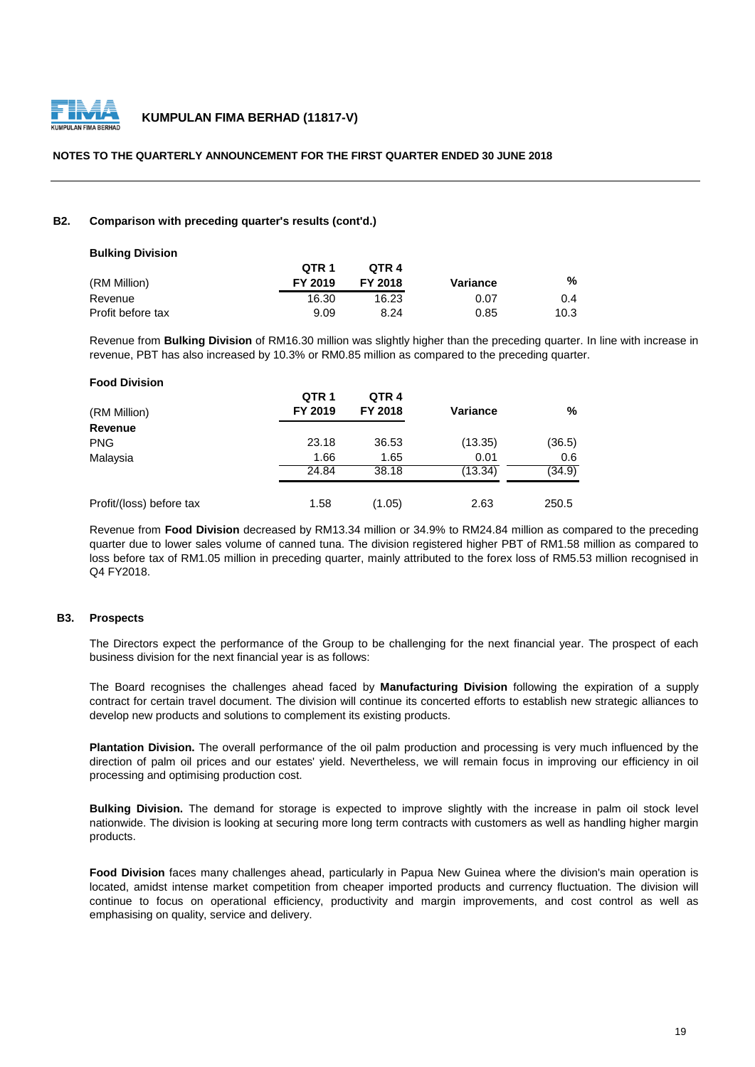## B2. Comparison with preceding quarter's results (cont'd.)

**Bulking Division**

| (RM Million) | QTR 1 FY 2019 | QTR 4 FY 2018 | Variance | % |
|---|---|---|---|---|
| Revenue | 16.30 | 16.23 | 0.07 | 0.4 |
| Profit before tax | 9.09 | 8.24 | 0.85 | 10.3 |

Revenue from **Bulking Division** of RM16.30 million was slightly higher than the preceding quarter. In line with increase in revenue, PBT has also increased by 10.3% or RM0.85 million as compared to the preceding quarter.

**Food Division**

| (RM Million) | QTR 1 FY 2019 | QTR 4 FY 2018 | Variance | % |
|---|---|---|---|---|
| **Revenue** | | | | |
| PNG | 23.18 | 36.53 | (13.35) | (36.5) |
| Malaysia | 1.66 | 1.65 | 0.01 | 0.6 |
| | 24.84 | 38.18 | (13.34) | (34.9) |
| Profit/(loss) before tax | 1.58 | (1.05) | 2.63 | 250.5 |

Revenue from **Food Division** decreased by RM13.34 million or 34.9% to RM24.84 million as compared to the preceding quarter due to lower sales volume of canned tuna. The division registered higher PBT of RM1.58 million as compared to loss before tax of RM1.05 million in preceding quarter, mainly attributed to the forex loss of RM5.53 million recognised in Q4 FY2018.

## B3. Prospects

The Directors expect the performance of the Group to be challenging for the next financial year. The prospect of each business division for the next financial year is as follows:

The Board recognises the challenges ahead faced by **Manufacturing Division** following the expiration of a supply contract for certain travel document. The division will continue its concerted efforts to establish new strategic alliances to develop new products and solutions to complement its existing products.

**Plantation Division.** The overall performance of the oil palm production and processing is very much influenced by the direction of palm oil prices and our estates' yield. Nevertheless, we will remain focus in improving our efficiency in oil processing and optimising production cost.

**Bulking Division.** The demand for storage is expected to improve slightly with the increase in palm oil stock level nationwide. The division is looking at securing more long term contracts with customers as well as handling higher margin products.

**Food Division** faces many challenges ahead, particularly in Papua New Guinea where the division's main operation is located, amidst intense market competition from cheaper imported products and currency fluctuation. The division will continue to focus on operational efficiency, productivity and margin improvements, and cost control as well as emphasising on quality, service and delivery.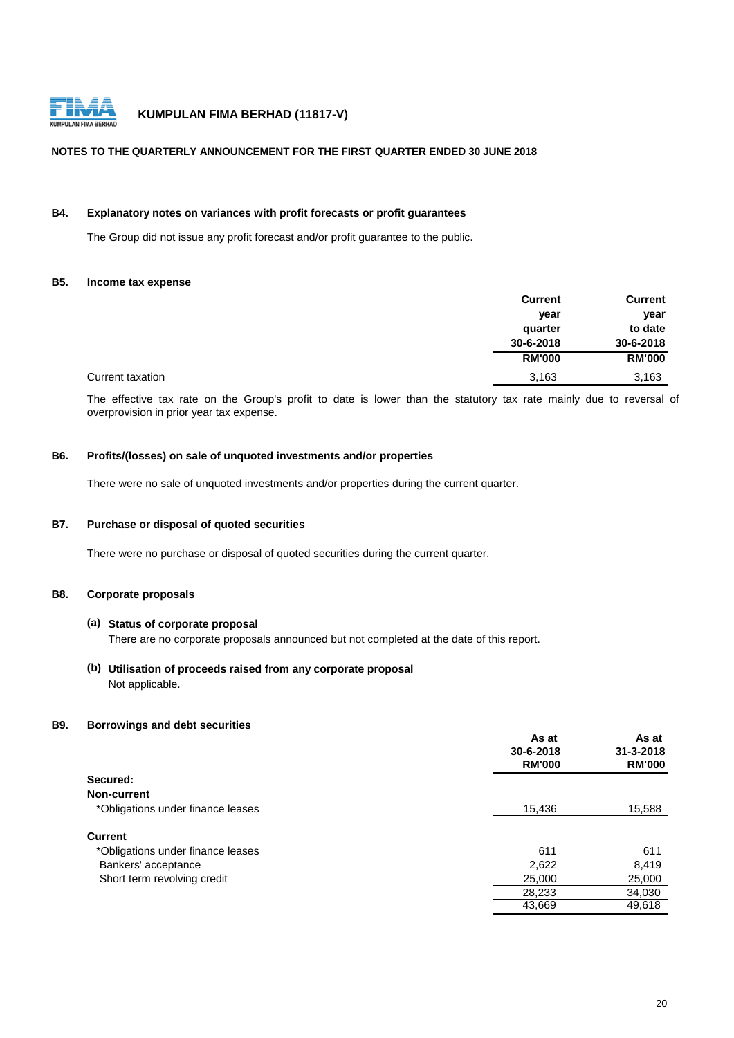**KUMPULAN FIMA BERHAD (11817-V)**

**NOTES TO THE QUARTERLY ANNOUNCEMENT FOR THE FIRST QUARTER ENDED 30 JUNE 2018**

### B4. Explanatory notes on variances with profit forecasts or profit guarantees

The Group did not issue any profit forecast and/or profit guarantee to the public.

### B5. Income tax expense

| | Current year quarter 30-6-2018 RM'000 | Current year to date 30-6-2018 RM'000 |
|---|---|---|
| Current taxation | 3,163 | 3,163 |

The effective tax rate on the Group's profit to date is lower than the statutory tax rate mainly due to reversal of overprovision in prior year tax expense.

### B6. Profits/(losses) on sale of unquoted investments and/or properties

There were no sale of unquoted investments and/or properties during the current quarter.

### B7. Purchase or disposal of quoted securities

There were no purchase or disposal of quoted securities during the current quarter.

### B8. Corporate proposals

**(a) Status of corporate proposal**

There are no corporate proposals announced but not completed at the date of this report.

**(b) Utilisation of proceeds raised from any corporate proposal**

Not applicable.

### B9. Borrowings and debt securities

| | As at 30-6-2018 RM'000 | As at 31-3-2018 RM'000 |
|---|---|---|
| **Secured:** | | |
| **Non-current** | | |
| *Obligations under finance leases | 15,436 | 15,588 |
| **Current** | | |
| *Obligations under finance leases | 611 | 611 |
| Bankers' acceptance | 2,622 | 8,419 |
| Short term revolving credit | 25,000 | 25,000 |
| | 28,233 | 34,030 |
| | 43,669 | 49,618 |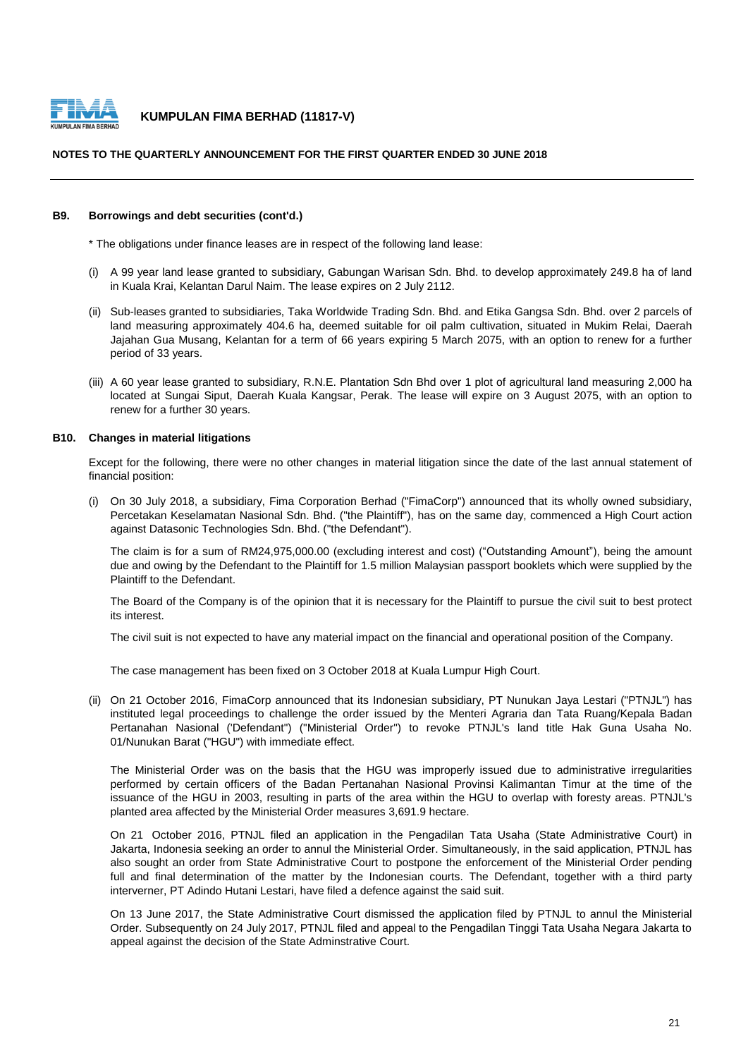### B9. Borrowings and debt securities (cont'd.)

* The obligations under finance leases are in respect of the following land lease:

(i) A 99 year land lease granted to subsidiary, Gabungan Warisan Sdn. Bhd. to develop approximately 249.8 ha of land in Kuala Krai, Kelantan Darul Naim. The lease expires on 2 July 2112.

(ii) Sub-leases granted to subsidiaries, Taka Worldwide Trading Sdn. Bhd. and Etika Gangsa Sdn. Bhd. over 2 parcels of land measuring approximately 404.6 ha, deemed suitable for oil palm cultivation, situated in Mukim Relai, Daerah Jajahan Gua Musang, Kelantan for a term of 66 years expiring 5 March 2075, with an option to renew for a further period of 33 years.

(iii) A 60 year lease granted to subsidiary, R.N.E. Plantation Sdn Bhd over 1 plot of agricultural land measuring 2,000 ha located at Sungai Siput, Daerah Kuala Kangsar, Perak. The lease will expire on 3 August 2075, with an option to renew for a further 30 years.

### B10. Changes in material litigations

Except for the following, there were no other changes in material litigation since the date of the last annual statement of financial position:

(i) On 30 July 2018, a subsidiary, Fima Corporation Berhad ("FimaCorp") announced that its wholly owned subsidiary, Percetakan Keselamatan Nasional Sdn. Bhd. ("the Plaintiff"), has on the same day, commenced a High Court action against Datasonic Technologies Sdn. Bhd. ("the Defendant").

The claim is for a sum of RM24,975,000.00 (excluding interest and cost) ("Outstanding Amount"), being the amount due and owing by the Defendant to the Plaintiff for 1.5 million Malaysian passport booklets which were supplied by the Plaintiff to the Defendant.

The Board of the Company is of the opinion that it is necessary for the Plaintiff to pursue the civil suit to best protect its interest.

The civil suit is not expected to have any material impact on the financial and operational position of the Company.

The case management has been fixed on 3 October 2018 at Kuala Lumpur High Court.

(ii) On 21 October 2016, FimaCorp announced that its Indonesian subsidiary, PT Nunukan Jaya Lestari ("PTNJL") has instituted legal proceedings to challenge the order issued by the Menteri Agraria dan Tata Ruang/Kepala Badan Pertanahan Nasional ('Defendant") ("Ministerial Order") to revoke PTNJL's land title Hak Guna Usaha No. 01/Nunukan Barat ("HGU") with immediate effect.

The Ministerial Order was on the basis that the HGU was improperly issued due to administrative irregularities performed by certain officers of the Badan Pertanahan Nasional Provinsi Kalimantan Timur at the time of the issuance of the HGU in 2003, resulting in parts of the area within the HGU to overlap with foresty areas. PTNJL's planted area affected by the Ministerial Order measures 3,691.9 hectare.

On 21 October 2016, PTNJL filed an application in the Pengadilan Tata Usaha (State Administrative Court) in Jakarta, Indonesia seeking an order to annul the Ministerial Order. Simultaneously, in the said application, PTNJL has also sought an order from State Administrative Court to postpone the enforcement of the Ministerial Order pending full and final determination of the matter by the Indonesian courts. The Defendant, together with a third party interverner, PT Adindo Hutani Lestari, have filed a defence against the said suit.

On 13 June 2017, the State Administrative Court dismissed the application filed by PTNJL to annul the Ministerial Order. Subsequently on 24 July 2017, PTNJL filed and appeal to the Pengadilan Tinggi Tata Usaha Negara Jakarta to appeal against the decision of the State Adminstrative Court.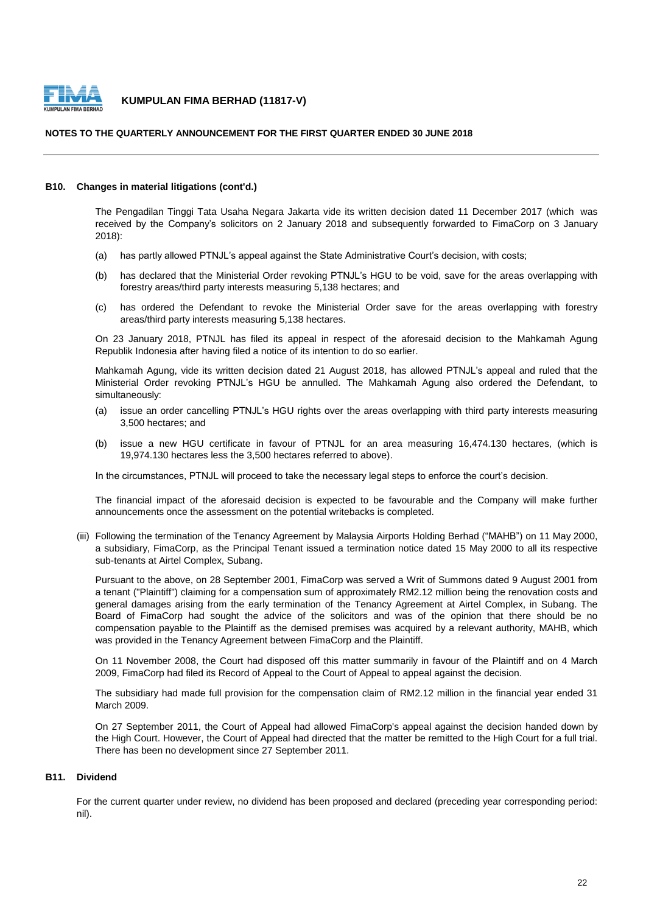### B10. Changes in material litigations (cont'd.)

The Pengadilan Tinggi Tata Usaha Negara Jakarta vide its written decision dated 11 December 2017 (which was received by the Company's solicitors on 2 January 2018 and subsequently forwarded to FimaCorp on 3 January 2018):

(a) has partly allowed PTNJL's appeal against the State Administrative Court's decision, with costs;

(b) has declared that the Ministerial Order revoking PTNJL's HGU to be void, save for the areas overlapping with forestry areas/third party interests measuring 5,138 hectares; and

(c) has ordered the Defendant to revoke the Ministerial Order save for the areas overlapping with forestry areas/third party interests measuring 5,138 hectares.

On 23 January 2018, PTNJL has filed its appeal in respect of the aforesaid decision to the Mahkamah Agung Republik Indonesia after having filed a notice of its intention to do so earlier.

Mahkamah Agung, vide its written decision dated 21 August 2018, has allowed PTNJL's appeal and ruled that the Ministerial Order revoking PTNJL's HGU be annulled. The Mahkamah Agung also ordered the Defendant, to simultaneously:

(a) issue an order cancelling PTNJL's HGU rights over the areas overlapping with third party interests measuring 3,500 hectares; and

(b) issue a new HGU certificate in favour of PTNJL for an area measuring 16,474.130 hectares, (which is 19,974.130 hectares less the 3,500 hectares referred to above).

In the circumstances, PTNJL will proceed to take the necessary legal steps to enforce the court's decision.

The financial impact of the aforesaid decision is expected to be favourable and the Company will make further announcements once the assessment on the potential writebacks is completed.

(iii) Following the termination of the Tenancy Agreement by Malaysia Airports Holding Berhad ("MAHB") on 11 May 2000, a subsidiary, FimaCorp, as the Principal Tenant issued a termination notice dated 15 May 2000 to all its respective sub-tenants at Airtel Complex, Subang.

Pursuant to the above, on 28 September 2001, FimaCorp was served a Writ of Summons dated 9 August 2001 from a tenant ("Plaintiff") claiming for a compensation sum of approximately RM2.12 million being the renovation costs and general damages arising from the early termination of the Tenancy Agreement at Airtel Complex, in Subang. The Board of FimaCorp had sought the advice of the solicitors and was of the opinion that there should be no compensation payable to the Plaintiff as the demised premises was acquired by a relevant authority, MAHB, which was provided in the Tenancy Agreement between FimaCorp and the Plaintiff.

On 11 November 2008, the Court had disposed off this matter summarily in favour of the Plaintiff and on 4 March 2009, FimaCorp had filed its Record of Appeal to the Court of Appeal to appeal against the decision.

The subsidiary had made full provision for the compensation claim of RM2.12 million in the financial year ended 31 March 2009.

On 27 September 2011, the Court of Appeal had allowed FimaCorp's appeal against the decision handed down by the High Court. However, the Court of Appeal had directed that the matter be remitted to the High Court for a full trial. There has been no development since 27 September 2011.

### B11. Dividend

For the current quarter under review, no dividend has been proposed and declared (preceding year corresponding period: nil).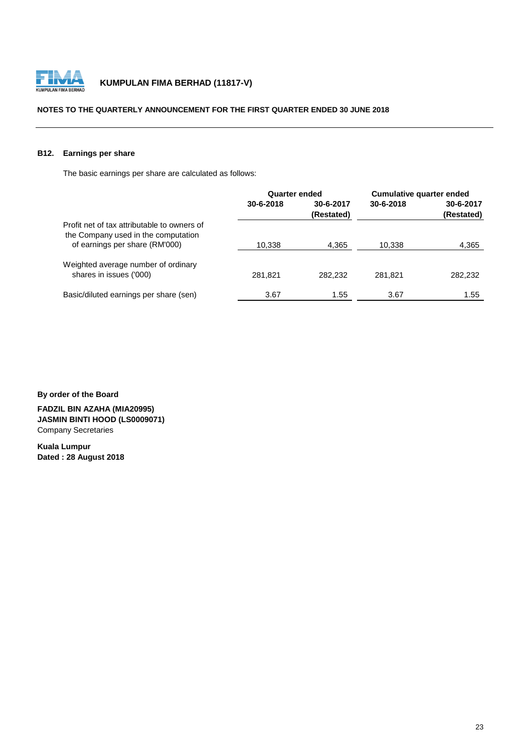### B12. Earnings per share

The basic earnings per share are calculated as follows:

| | Quarter ended | | Cumulative quarter ended | |
|---|---|---|---|---|
| | 30-6-2018 | 30-6-2017 (Restated) | 30-6-2018 | 30-6-2017 (Restated) |
| Profit net of tax attributable to owners of the Company used in the computation of earnings per share (RM'000) | 10,338 | 4,365 | 10,338 | 4,365 |
| Weighted average number of ordinary shares in issues ('000) | 281,821 | 282,232 | 281,821 | 282,232 |
| Basic/diluted earnings per share (sen) | 3.67 | 1.55 | 3.67 | 1.55 |

**By order of the Board**

**FADZIL BIN AZAHA (MIA20995)**
**JASMIN BINTI HOOD (LS0009071)**
Company Secretaries

**Kuala Lumpur**
**Dated : 28 August 2018**